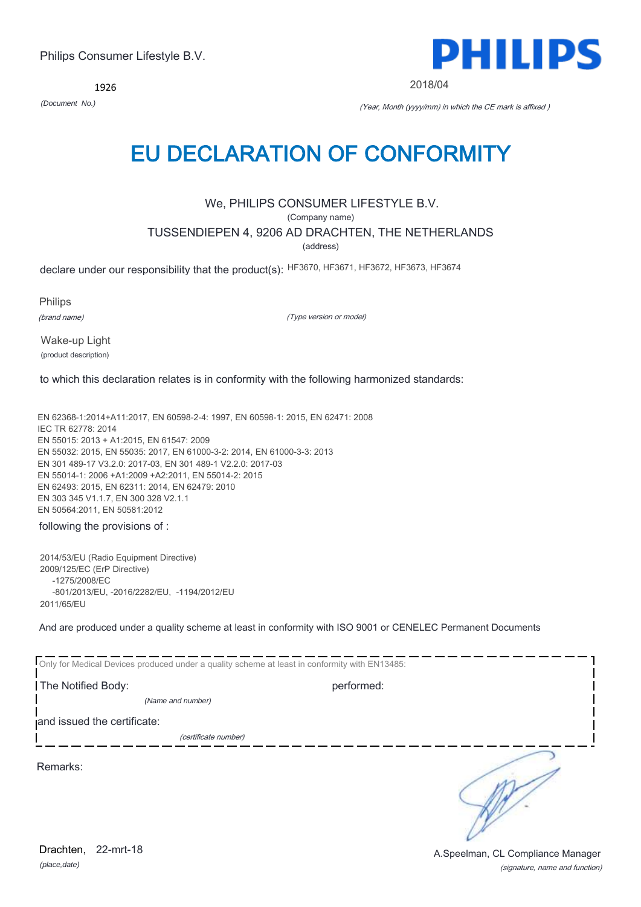Philips Consumer Lifestyle B.V.

1926

*(Document No.)*

2018/04

*(Year, Month (yyyy/mm) in which the CE mark is affixed )*

# EU DECLARATION OF CONFORMITY

We, PHILIPS CONSUMER LIFESTYLE B.V.

(Company name)

TUSSENDIEPEN 4, 9206 AD DRACHTEN, THE NETHERLANDS

(address)

declare under our responsibility that the product(s): HF3670, HF3671, HF3672, HF3673, HF3674

Philips

*(brand name)*

*(Type version or model)*

Wake-up Light

(product description)

to which this declaration relates is in conformity with the following harmonized standards:

EN 62368-1:2014+A11:2017, EN 60598-2-4: 1997, EN 60598-1: 2015, EN 62471: 2008
IEC TR 62778: 2014
EN 55015: 2013 + A1:2015, EN 61547: 2009
EN 55032: 2015, EN 55035: 2017, EN 61000-3-2: 2014, EN 61000-3-3: 2013
EN 301 489-17 V3.2.0: 2017-03, EN 301 489-1 V2.2.0: 2017-03
EN 55014-1: 2006 +A1:2009 +A2:2011, EN 55014-2: 2015
EN 62493: 2015, EN 62311: 2014, EN 62479: 2010
EN 303 345 V1.1.7, EN 300 328 V2.1.1
EN 50564:2011, EN 50581:2012

following the provisions of :

2014/53/EU (Radio Equipment Directive)
2009/125/EC (ErP Directive)
-1275/2008/EC
-801/2013/EU, -2016/2282/EU, -1194/2012/EU
2011/65/EU

And are produced under a quality scheme at least in conformity with ISO 9001 or CENELEC Permanent Documents

Only for Medical Devices produced under a quality scheme at least in conformity with EN13485:

The Notified Body: performed:

*(Name and number)*

and issued the certificate:

*(certificate number)*

Remarks:

Drachten, 22-mrt-18

*(place,date)*

A.Speelman, CL Compliance Manager

*(signature, name and function)*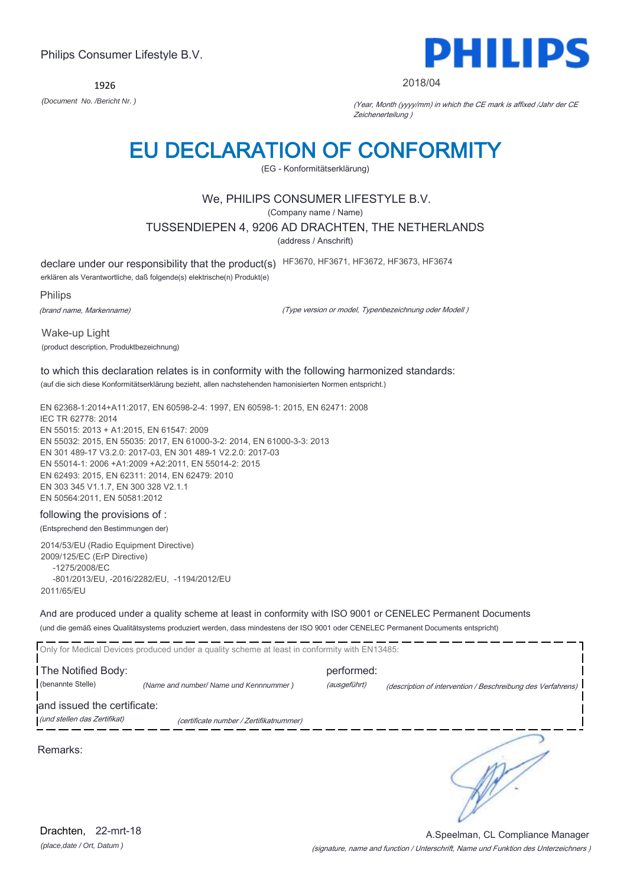Philips Consumer Lifestyle B.V.

1926

*(Document No. /Bericht Nr. )*

**PHILIPS**

2018/04

*(Year, Month (yyyy/mm) in which the CE mark is affixed /Jahr der CE Zeichenerteilung )*

# EU DECLARATION OF CONFORMITY

(EG - Konformitätserklärung)

We, PHILIPS CONSUMER LIFESTYLE B.V.

(Company name / Name)

TUSSENDIEPEN 4, 9206 AD DRACHTEN, THE NETHERLANDS

(address / Anschrift)

declare under our responsibility that the product(s) HF3670, HF3671, HF3672, HF3673, HF3674

erklären als Verantwortliche, daß folgende(s) elektrische(n) Produkt(e)

Philips

*(brand name, Markenname)*

*(Type version or model, Typenbezeichnung oder Modell )*

Wake-up Light

(product description, Produktbezeichnung)

to which this declaration relates is in conformity with the following harmonized standards:

(auf die sich diese Konformitätserklärung bezieht, allen nachstehenden hamonisierten Normen entspricht.)

EN 62368-1:2014+A11:2017, EN 60598-2-4: 1997, EN 60598-1: 2015, EN 62471: 2008
IEC TR 62778: 2014
EN 55015: 2013 + A1:2015, EN 61547: 2009
EN 55032: 2015, EN 55035: 2017, EN 61000-3-2: 2014, EN 61000-3-3: 2013
EN 301 489-17 V3.2.0: 2017-03, EN 301 489-1 V2.2.0: 2017-03
EN 55014-1: 2006 +A1:2009 +A2:2011, EN 55014-2: 2015
EN 62493: 2015, EN 62311: 2014, EN 62479: 2010
EN 303 345 V1.1.7, EN 300 328 V2.1.1
EN 50564:2011, EN 50581:2012

following the provisions of :

(Entsprechend den Bestimmungen der)

2014/53/EU (Radio Equipment Directive)
2009/125/EC (ErP Directive)
-1275/2008/EC
-801/2013/EU, -2016/2282/EU, -1194/2012/EU
2011/65/EU

And are produced under a quality scheme at least in conformity with ISO 9001 or CENELEC Permanent Documents

(und die gemäß eines Qualitätsystems produziert werden, dass mindestens der ISO 9001 oder CENELEC Permanent Documents entspricht)

Only for Medical Devices produced under a quality scheme at least in conformity with EN13485:

The Notified Body: (benannte Stelle) *(Name and number/ Name und Kennnummer )* performed: *(ausgeführt)* *(description of intervention / Beschreibung des Verfahrens)*

and issued the certificate: *(und stellen das Zertifikat)* *(certificate number / Zertifikatnummer)*

Remarks:

Drachten, 22-mrt-18

*(place,date / Ort, Datum )*

A.Speelman, CL Compliance Manager

*(signature, name and function / Unterschrift, Name und Funktion des Unterzeichners )*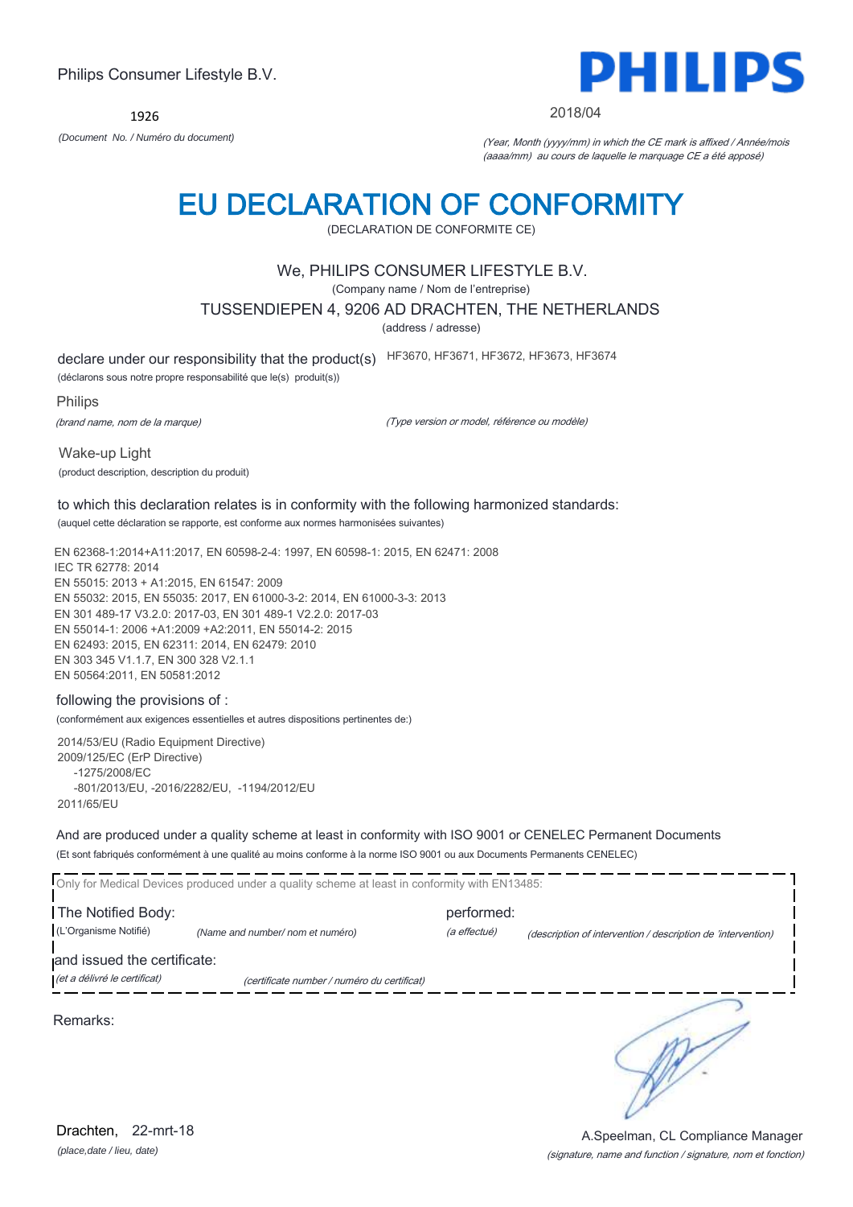Philips Consumer Lifestyle B.V.

PHILIPS

1926

*(Document No. / Numéro du document)*

2018/04

*(Year, Month (yyyy/mm) in which the CE mark is affixed / Année/mois (aaaa/mm) au cours de laquelle le marquage CE a été apposé)*

# EU DECLARATION OF CONFORMITY

(DECLARATION DE CONFORMITE CE)

We, PHILIPS CONSUMER LIFESTYLE B.V.

(Company name / Nom de l'entreprise)

TUSSENDIEPEN 4, 9206 AD DRACHTEN, THE NETHERLANDS

(address / adresse)

declare under our responsibility that the product(s) HF3670, HF3671, HF3672, HF3673, HF3674

(déclarons sous notre propre responsabilité que le(s) produit(s))

Philips

*(brand name, nom de la marque)*

*(Type version or model, référence ou modèle)*

Wake-up Light

(product description, description du produit)

to which this declaration relates is in conformity with the following harmonized standards:

(auquel cette déclaration se rapporte, est conforme aux normes harmonisées suivantes)

EN 62368-1:2014+A11:2017, EN 60598-2-4: 1997, EN 60598-1: 2015, EN 62471: 2008
IEC TR 62778: 2014
EN 55015: 2013 + A1:2015, EN 61547: 2009
EN 55032: 2015, EN 55035: 2017, EN 61000-3-2: 2014, EN 61000-3-3: 2013
EN 301 489-17 V3.2.0: 2017-03, EN 301 489-1 V2.2.0: 2017-03
EN 55014-1: 2006 +A1:2009 +A2:2011, EN 55014-2: 2015
EN 62493: 2015, EN 62311: 2014, EN 62479: 2010
EN 303 345 V1.1.7, EN 300 328 V2.1.1
EN 50564:2011, EN 50581:2012

following the provisions of :

(conformément aux exigences essentielles et autres dispositions pertinentes de:)

2014/53/EU (Radio Equipment Directive)
2009/125/EC (ErP Directive)
 -1275/2008/EC
 -801/2013/EU, -2016/2282/EU, -1194/2012/EU
2011/65/EU

And are produced under a quality scheme at least in conformity with ISO 9001 or CENELEC Permanent Documents

(Et sont fabriqués conformément à une qualité au moins conforme à la norme ISO 9001 ou aux Documents Permanents CENELEC)

Only for Medical Devices produced under a quality scheme at least in conformity with EN13485:

The Notified Body: performed:

(L'Organisme Notifié) *(Name and number/ nom et numéro)* *(a effectué)* *(description of intervention / description de 'intervention)*

and issued the certificate:

*(et a délivré le certificat)* *(certificate number / numéro du certificat)*

Remarks:

Drachten, 22-mrt-18

*(place,date / lieu, date)*

A.Speelman, CL Compliance Manager

*(signature, name and function / signature, nom et fonction)*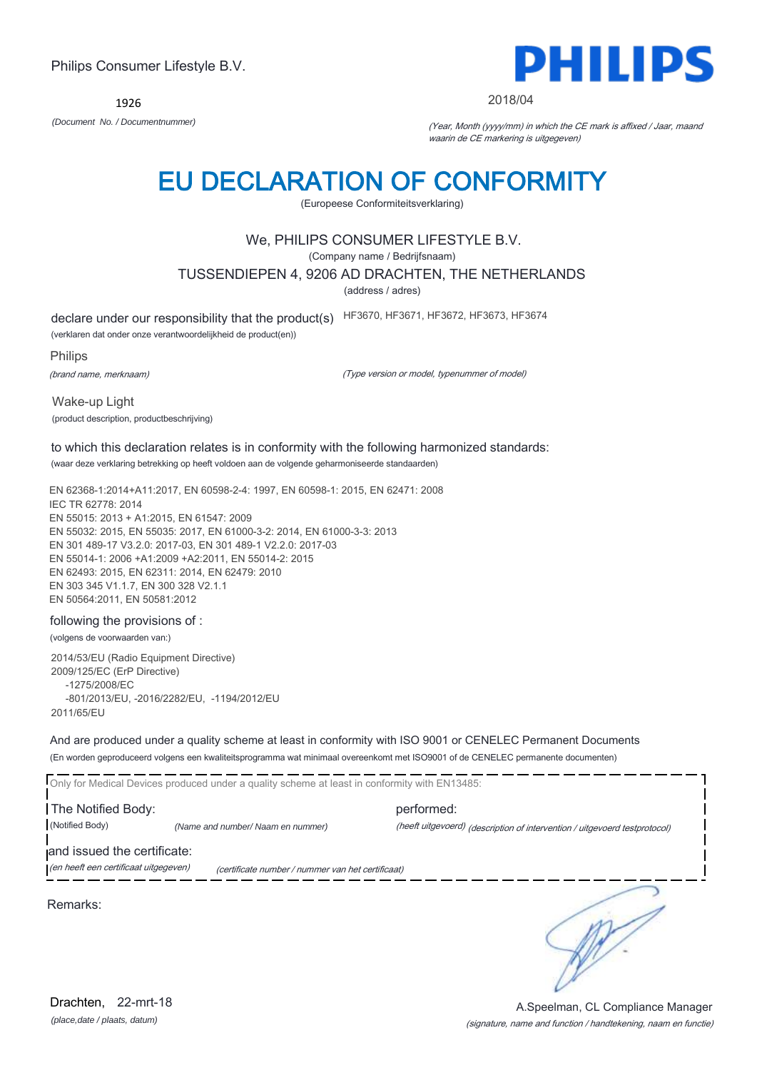Philips Consumer Lifestyle B.V.

1926

*(Document No. / Documentnummer)*

**PHILIPS**

2018/04

*(Year, Month (yyyy/mm) in which the CE mark is affixed / Jaar, maand waarin de CE markering is uitgegeven)*

# EU DECLARATION OF CONFORMITY

(Europeese Conformiteitsverklaring)

We, PHILIPS CONSUMER LIFESTYLE B.V.

(Company name / Bedrijfsnaam)

TUSSENDIEPEN 4, 9206 AD DRACHTEN, THE NETHERLANDS

(address / adres)

declare under our responsibility that the product(s) HF3670, HF3671, HF3672, HF3673, HF3674

(verklaren dat onder onze verantwoordelijkheid de product(en))

Philips

*(brand name, merknaam)*

*(Type version or model, typenummer of model)*

Wake-up Light

(product description, productbeschrijving)

to which this declaration relates is in conformity with the following harmonized standards:

(waar deze verklaring betrekking op heeft voldoen aan de volgende geharmoniseerde standaarden)

EN 62368-1:2014+A11:2017, EN 60598-2-4: 1997, EN 60598-1: 2015, EN 62471: 2008
IEC TR 62778: 2014
EN 55015: 2013 + A1:2015, EN 61547: 2009
EN 55032: 2015, EN 55035: 2017, EN 61000-3-2: 2014, EN 61000-3-3: 2013
EN 301 489-17 V3.2.0: 2017-03, EN 301 489-1 V2.2.0: 2017-03
EN 55014-1: 2006 +A1:2009 +A2:2011, EN 55014-2: 2015
EN 62493: 2015, EN 62311: 2014, EN 62479: 2010
EN 303 345 V1.1.7, EN 300 328 V2.1.1
EN 50564:2011, EN 50581:2012

following the provisions of :

(volgens de voorwaarden van:)

2014/53/EU (Radio Equipment Directive)
2009/125/EC (ErP Directive)
-1275/2008/EC
-801/2013/EU, -2016/2282/EU, -1194/2012/EU
2011/65/EU

And are produced under a quality scheme at least in conformity with ISO 9001 or CENELEC Permanent Documents

(En worden geproduceerd volgens een kwaliteitsprogramma wat minimaal overeenkomt met ISO9001 of de CENELEC permanente documenten)

Only for Medical Devices produced under a quality scheme at least in conformity with EN13485:

The Notified Body: performed:

(Notified Body) *(Name and number/ Naam en nummer)* *(heeft uitgevoerd) (description of intervention / uitgevoerd testprotocol)*

and issued the certificate:

*(en heeft een certificaat uitgegeven)* *(certificate number / nummer van het certificaat)*

Remarks:

Drachten, 22-mrt-18

*(place,date / plaats, datum)*

A.Speelman, CL Compliance Manager

*(signature, name and function / handtekening, naam en functie)*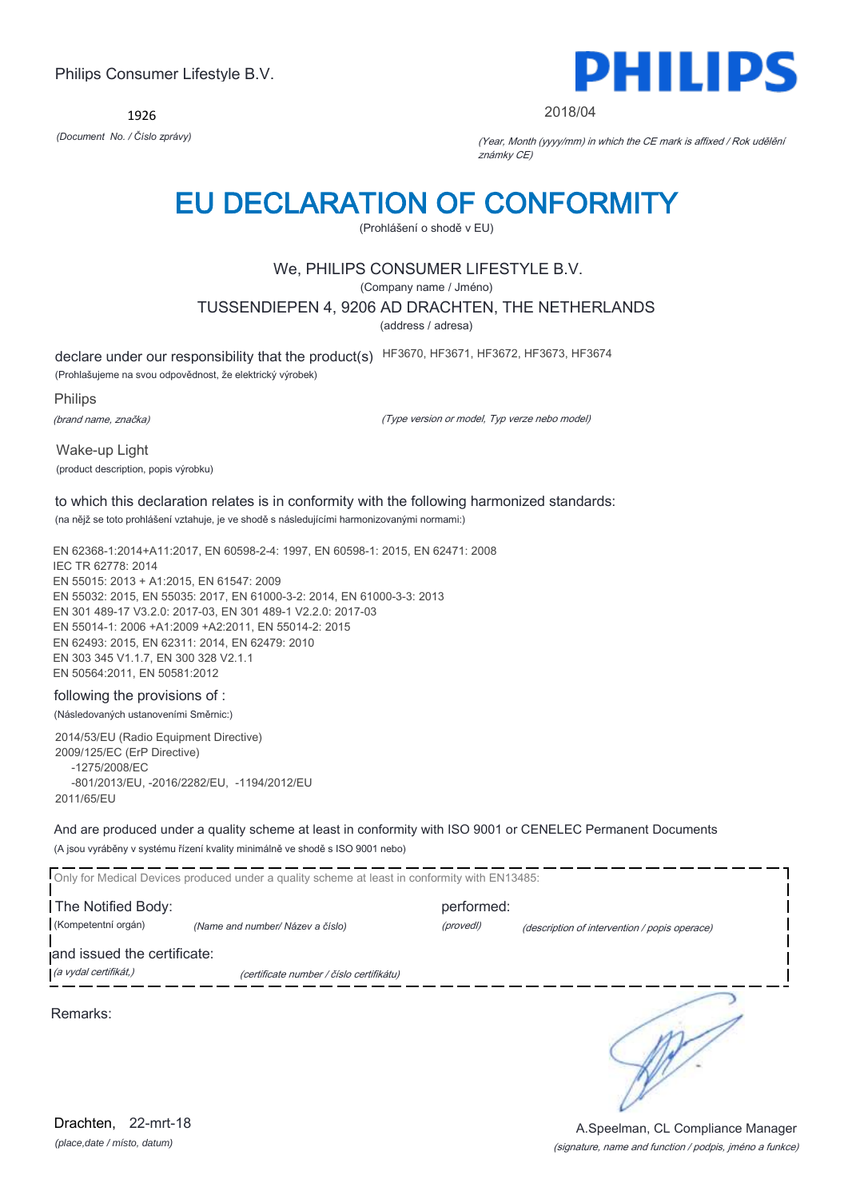Philips Consumer Lifestyle B.V.

1926

*(Document No. / Číslo zprávy)*

**PHILIPS**

2018/04

*(Year, Month (yyyy/mm) in which the CE mark is affixed / Rok udělění známky CE)*

# EU DECLARATION OF CONFORMITY

(Prohlášení o shodě v EU)

We, PHILIPS CONSUMER LIFESTYLE B.V.

(Company name / Jméno)

TUSSENDIEPEN 4, 9206 AD DRACHTEN, THE NETHERLANDS

(address / adresa)

declare under our responsibility that the product(s) HF3670, HF3671, HF3672, HF3673, HF3674

(Prohlašujeme na svou odpovědnost, že elektrický výrobek)

Philips

*(brand name, značka)*

*(Type version or model, Typ verze nebo model)*

Wake-up Light

(product description, popis výrobku)

to which this declaration relates is in conformity with the following harmonized standards:

(na nějž se toto prohlášení vztahuje, je ve shodě s následujícími harmonizovanými normami:)

EN 62368-1:2014+A11:2017, EN 60598-2-4: 1997, EN 60598-1: 2015, EN 62471: 2008
IEC TR 62778: 2014
EN 55015: 2013 + A1:2015, EN 61547: 2009
EN 55032: 2015, EN 55035: 2017, EN 61000-3-2: 2014, EN 61000-3-3: 2013
EN 301 489-17 V3.2.0: 2017-03, EN 301 489-1 V2.2.0: 2017-03
EN 55014-1: 2006 +A1:2009 +A2:2011, EN 55014-2: 2015
EN 62493: 2015, EN 62311: 2014, EN 62479: 2010
EN 303 345 V1.1.7, EN 300 328 V2.1.1
EN 50564:2011, EN 50581:2012

following the provisions of :

(Následovaných ustanoveními Směrnic:)

2014/53/EU (Radio Equipment Directive)
2009/125/EC (ErP Directive)
-1275/2008/EC
-801/2013/EU, -2016/2282/EU, -1194/2012/EU
2011/65/EU

And are produced under a quality scheme at least in conformity with ISO 9001 or CENELEC Permanent Documents

(A jsou vyráběny v systému řízení kvality minimálně ve shodě s ISO 9001 nebo)

Only for Medical Devices produced under a quality scheme at least in conformity with EN13485:

The Notified Body: (Kompetentní orgán) *(Name and number/ Název a číslo)* performed: *(provedl)* *(description of intervention / popis operace)*

and issued the certificate: *(a vydal certifikát,)* *(certificate number / číslo certifikátu)*

Remarks:

Drachten, 22-mrt-18

*(place,date / místo, datum)*

A.Speelman, CL Compliance Manager

*(signature, name and function / podpis, jméno a funkce)*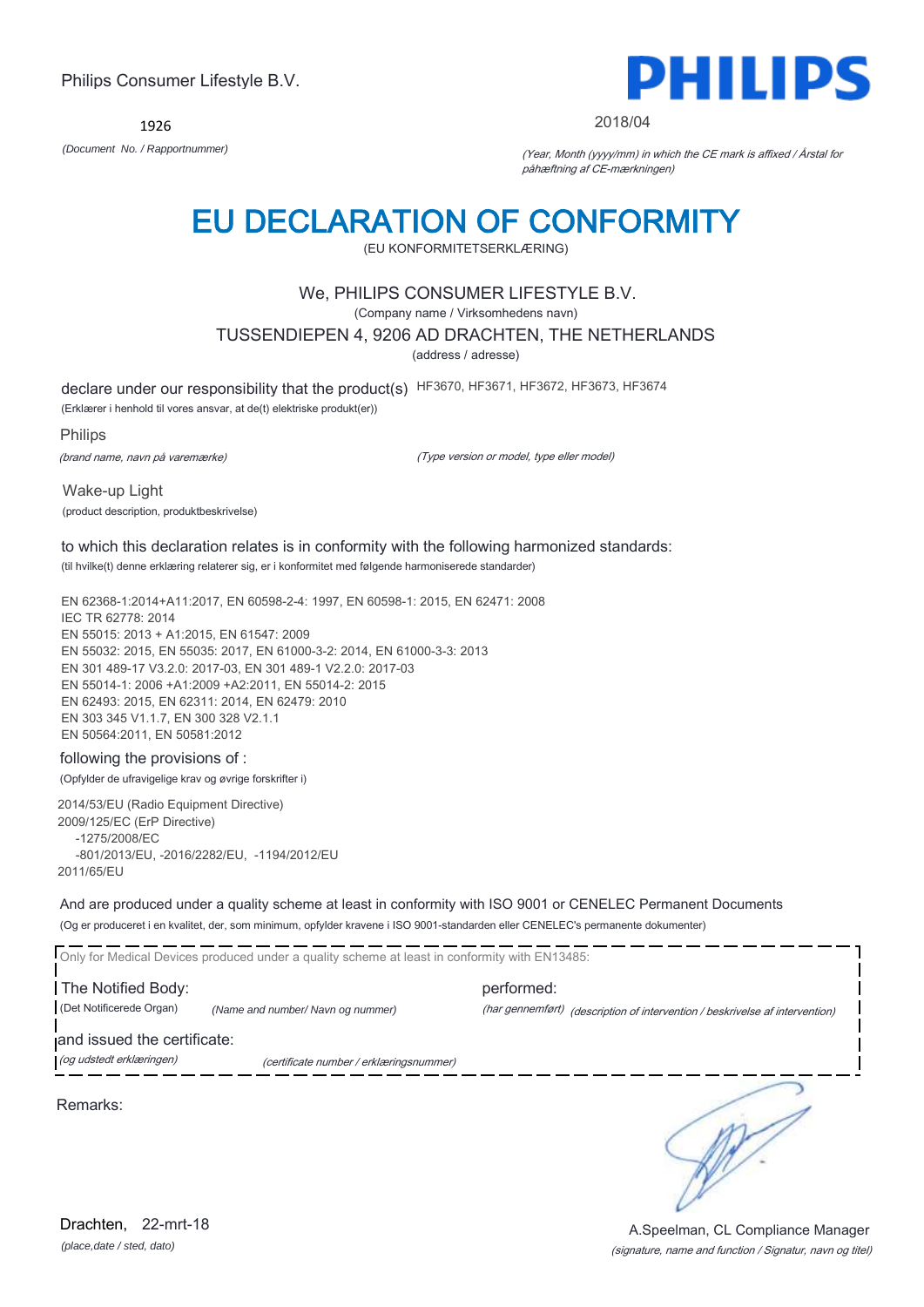Philips Consumer Lifestyle B.V.

**PHILIPS**

1926

*(Document No. / Rapportnummer)*

2018/04

*(Year, Month (yyyy/mm) in which the CE mark is affixed / Årstal for påhæftning af CE-mærkningen)*

# EU DECLARATION OF CONFORMITY

(EU KONFORMITETSERKLÆRING)

We, PHILIPS CONSUMER LIFESTYLE B.V.

(Company name / Virksomhedens navn)

TUSSENDIEPEN 4, 9206 AD DRACHTEN, THE NETHERLANDS

(address / adresse)

declare under our responsibility that the product(s) HF3670, HF3671, HF3672, HF3673, HF3674

(Erklærer i henhold til vores ansvar, at de(t) elektriske produkt(er))

Philips

*(brand name, navn på varemærke)*

*(Type version or model, type eller model)*

Wake-up Light

(product description, produktbeskrivelse)

to which this declaration relates is in conformity with the following harmonized standards:

(til hvilke(t) denne erklæring relaterer sig, er i konformitet med følgende harmoniserede standarder)

EN 62368-1:2014+A11:2017, EN 60598-2-4: 1997, EN 60598-1: 2015, EN 62471: 2008
IEC TR 62778: 2014
EN 55015: 2013 + A1:2015, EN 61547: 2009
EN 55032: 2015, EN 55035: 2017, EN 61000-3-2: 2014, EN 61000-3-3: 2013
EN 301 489-17 V3.2.0: 2017-03, EN 301 489-1 V2.2.0: 2017-03
EN 55014-1: 2006 +A1:2009 +A2:2011, EN 55014-2: 2015
EN 62493: 2015, EN 62311: 2014, EN 62479: 2010
EN 303 345 V1.1.7, EN 300 328 V2.1.1
EN 50564:2011, EN 50581:2012

following the provisions of :

(Opfylder de ufravigelige krav og øvrige forskrifter i)

2014/53/EU (Radio Equipment Directive)
2009/125/EC (ErP Directive)
-1275/2008/EC
-801/2013/EU, -2016/2282/EU, -1194/2012/EU
2011/65/EU

And are produced under a quality scheme at least in conformity with ISO 9001 or CENELEC Permanent Documents

(Og er produceret i en kvalitet, der, som minimum, opfylder kravene i ISO 9001-standarden eller CENELEC's permanente dokumenter)

Only for Medical Devices produced under a quality scheme at least in conformity with EN13485:

The Notified Body: performed:

(Det Notificerede Organ) *(Name and number/ Navn og nummer)* *(har gennemført)* *(description of intervention / beskrivelse af intervention)*

and issued the certificate:

*(og udstedt erklæringen)* *(certificate number / erklæringsnummer)*

Remarks:

Drachten, 22-mrt-18

*(place,date / sted, dato)*

A.Speelman, CL Compliance Manager

*(signature, name and function / Signatur, navn og titel)*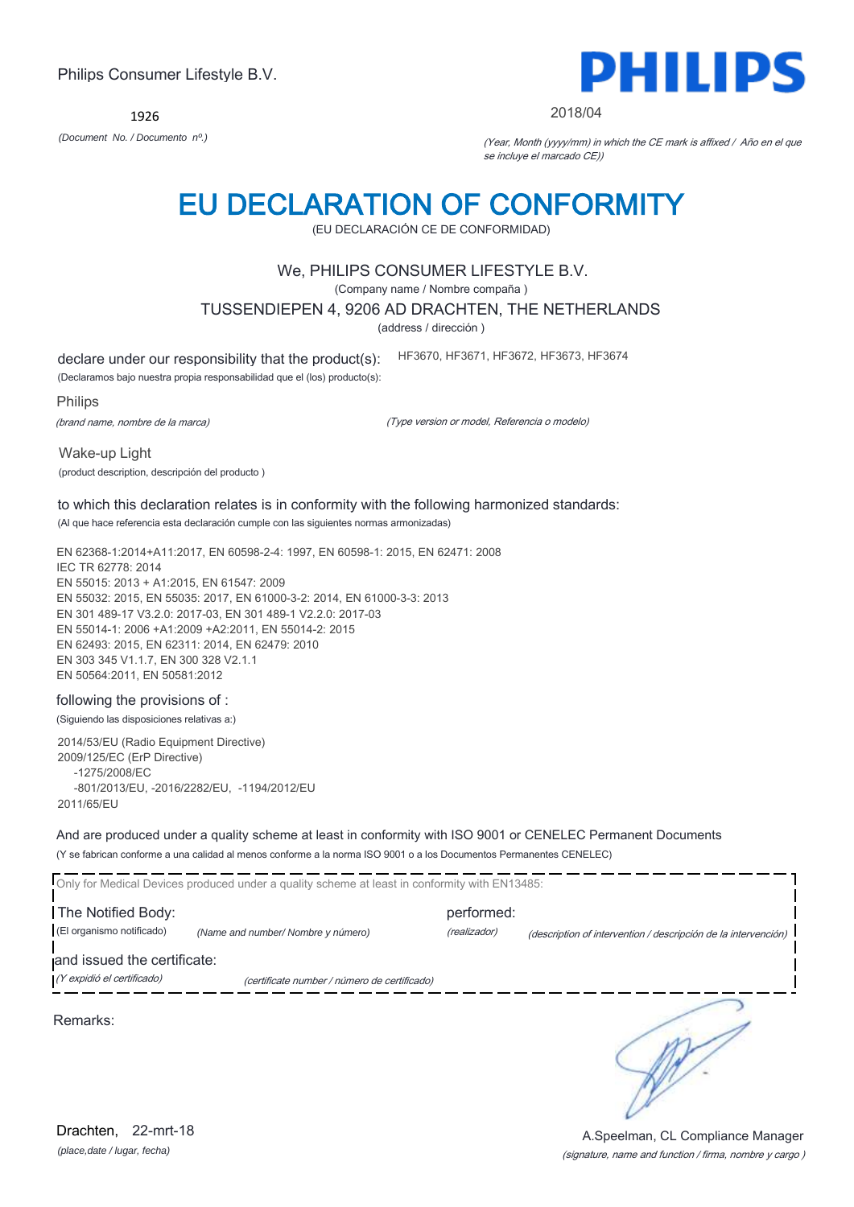Philips Consumer Lifestyle B.V.

1926

*(Document No. / Documento nº.)*

PHILIPS

2018/04

*(Year, Month (yyyy/mm) in which the CE mark is affixed / Año en el que se incluye el marcado CE))*

# EU DECLARATION OF CONFORMITY

(EU DECLARACIÓN CE DE CONFORMIDAD)

We, PHILIPS CONSUMER LIFESTYLE B.V.

(Company name / Nombre compaña )

TUSSENDIEPEN 4, 9206 AD DRACHTEN, THE NETHERLANDS

(address / dirección )

declare under our responsibility that the product(s): HF3670, HF3671, HF3672, HF3673, HF3674

(Declaramos bajo nuestra propia responsabilidad que el (los) producto(s):

Philips

*(brand name, nombre de la marca)* *(Type version or model, Referencia o modelo)*

Wake-up Light

(product description, descripción del producto )

to which this declaration relates is in conformity with the following harmonized standards:

(Al que hace referencia esta declaración cumple con las siguientes normas armonizadas)

EN 62368-1:2014+A11:2017, EN 60598-2-4: 1997, EN 60598-1: 2015, EN 62471: 2008
IEC TR 62778: 2014
EN 55015: 2013 + A1:2015, EN 61547: 2009
EN 55032: 2015, EN 55035: 2017, EN 61000-3-2: 2014, EN 61000-3-3: 2013
EN 301 489-17 V3.2.0: 2017-03, EN 301 489-1 V2.2.0: 2017-03
EN 55014-1: 2006 +A1:2009 +A2:2011, EN 55014-2: 2015
EN 62493: 2015, EN 62311: 2014, EN 62479: 2010
EN 303 345 V1.1.7, EN 300 328 V2.1.1
EN 50564:2011, EN 50581:2012

following the provisions of :

(Siguiendo las disposiciones relativas a:)

2014/53/EU (Radio Equipment Directive)
2009/125/EC (ErP Directive)
-1275/2008/EC
-801/2013/EU, -2016/2282/EU, -1194/2012/EU
2011/65/EU

And are produced under a quality scheme at least in conformity with ISO 9001 or CENELEC Permanent Documents

(Y se fabrican conforme a una calidad al menos conforme a la norma ISO 9001 o a los Documentos Permanentes CENELEC)

Only for Medical Devices produced under a quality scheme at least in conformity with EN13485:

The Notified Body: performed:

(El organismo notificado) *(Name and number/ Nombre y número)* *(realizador)* *(description of intervention / descripción de la intervención)*

and issued the certificate:

*(Y expidió el certificado)* *(certificate number / número de certificado)*

Remarks:

Drachten, 22-mrt-18

*(place,date / lugar, fecha)*

A.Speelman, CL Compliance Manager

*(signature, name and function / firma, nombre y cargo )*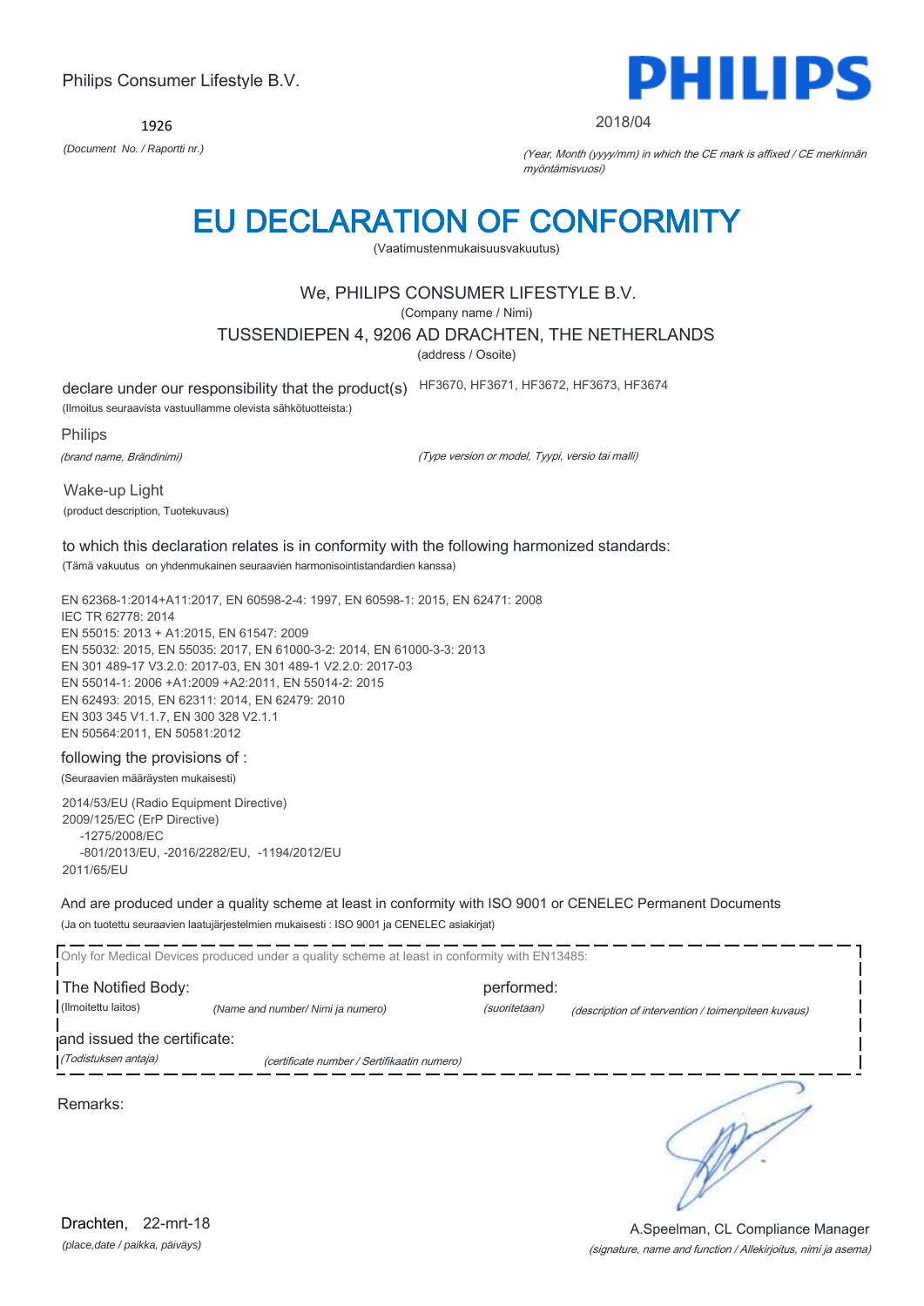Philips Consumer Lifestyle B.V.

1926

*(Document No. / Raportti nr.)*

PHILIPS

2018/04

*(Year, Month (yyyy/mm) in which the CE mark is affixed / CE merkinnän myöntämisvuosi)*

# EU DECLARATION OF CONFORMITY

(Vaatimustenmukaisuusvakuutus)

We, PHILIPS CONSUMER LIFESTYLE B.V.

(Company name / Nimi)

TUSSENDIEPEN 4, 9206 AD DRACHTEN, THE NETHERLANDS

(address / Osoite)

declare under our responsibility that the product(s) HF3670, HF3671, HF3672, HF3673, HF3674

(Ilmoitus seuraavista vastuullamme olevista sähkötuotteista:)

Philips

*(brand name, Brändinimi)*

*(Type version or model, Tyypi, versio tai malli)*

Wake-up Light

(product description, Tuotekuvaus)

to which this declaration relates is in conformity with the following harmonized standards:

(Tämä vakuutus on yhdenmukainen seuraavien harmonisointistandardien kanssa)

EN 62368-1:2014+A11:2017, EN 60598-2-4: 1997, EN 60598-1: 2015, EN 62471: 2008
IEC TR 62778: 2014
EN 55015: 2013 + A1:2015, EN 61547: 2009
EN 55032: 2015, EN 55035: 2017, EN 61000-3-2: 2014, EN 61000-3-3: 2013
EN 301 489-17 V3.2.0: 2017-03, EN 301 489-1 V2.2.0: 2017-03
EN 55014-1: 2006 +A1:2009 +A2:2011, EN 55014-2: 2015
EN 62493: 2015, EN 62311: 2014, EN 62479: 2010
EN 303 345 V1.1.7, EN 300 328 V2.1.1
EN 50564:2011, EN 50581:2012

following the provisions of :

(Seuraavien määräysten mukaisesti)

2014/53/EU (Radio Equipment Directive)
2009/125/EC (ErP Directive)
-1275/2008/EC
-801/2013/EU, -2016/2282/EU, -1194/2012/EU
2011/65/EU

And are produced under a quality scheme at least in conformity with ISO 9001 or CENELEC Permanent Documents

(Ja on tuotettu seuraavien laatujärjestelmien mukaisesti : ISO 9001 ja CENELEC asiakirjat)

Only for Medical Devices produced under a quality scheme at least in conformity with EN13485:

The Notified Body: performed:

(Ilmoitettu laitos) *(Name and number/ Nimi ja numero)* *(suoritetaan)* *(description of intervention / toimenpiteen kuvaus)*

and issued the certificate:

*(Todistuksen antaja)* *(certificate number / Sertifikaatin numero)*

Remarks:

Drachten, 22-mrt-18

*(place,date / paikka, päiväys)*

A.Speelman, CL Compliance Manager

*(signature, name and function / Allekirjoitus, nimi ja asema)*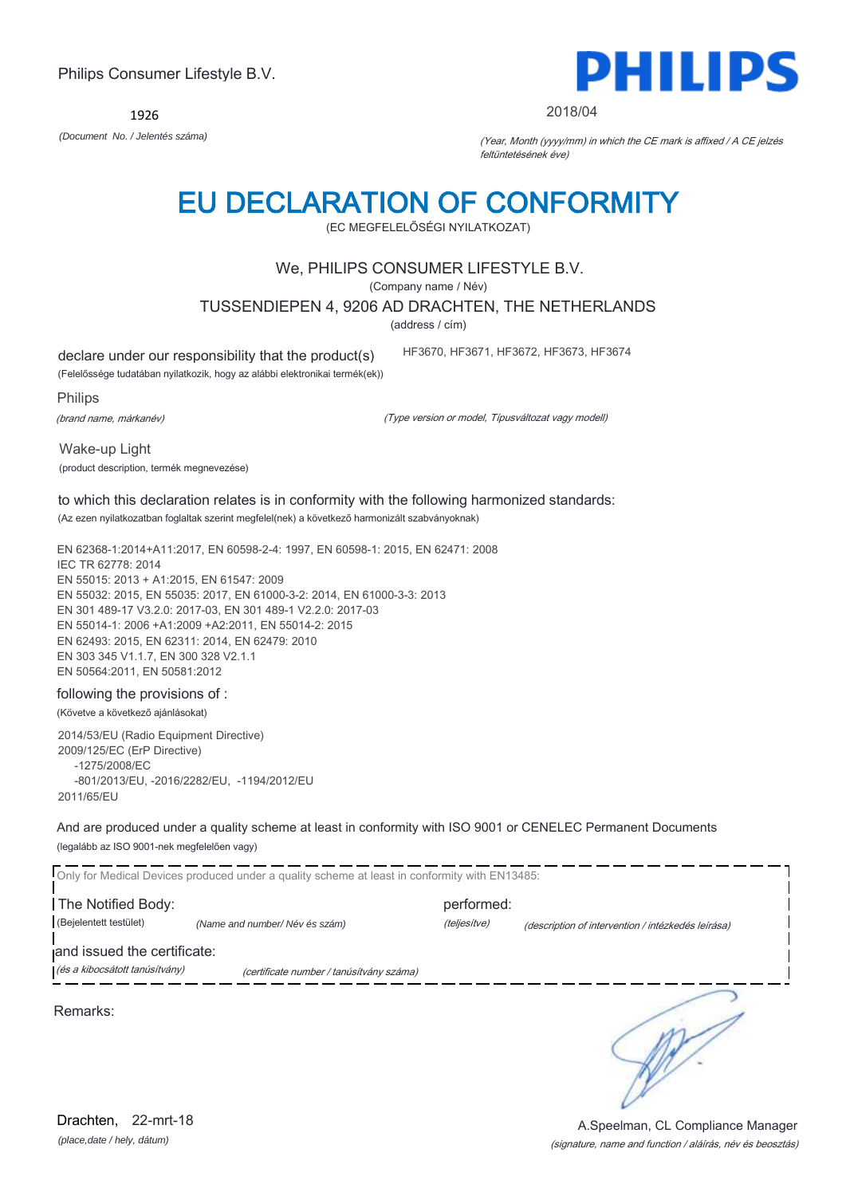Philips Consumer Lifestyle B.V.

1926

*(Document No. / Jelentés száma)*

PHILIPS

2018/04

*(Year, Month (yyyy/mm) in which the CE mark is affixed / A CE jelzés feltüntetésének éve)*

# EU DECLARATION OF CONFORMITY

(EC MEGFELELŐSÉGI NYILATKOZAT)

We, PHILIPS CONSUMER LIFESTYLE B.V.

(Company name / Név)

TUSSENDIEPEN 4, 9206 AD DRACHTEN, THE NETHERLANDS

(address / cím)

declare under our responsibility that the product(s) HF3670, HF3671, HF3672, HF3673, HF3674

(Felelőssége tudatában nyilatkozik, hogy az alábbi elektronikai termék(ek))

Philips

*(brand name, márkanév)* *(Type version or model, Típusváltozat vagy modell)*

Wake-up Light

(product description, termék megnevezése)

to which this declaration relates is in conformity with the following harmonized standards:

(Az ezen nyilatkozatban foglaltak szerint megfelel(nek) a következő harmonizált szabványoknak)

EN 62368-1:2014+A11:2017, EN 60598-2-4: 1997, EN 60598-1: 2015, EN 62471: 2008
IEC TR 62778: 2014
EN 55015: 2013 + A1:2015, EN 61547: 2009
EN 55032: 2015, EN 55035: 2017, EN 61000-3-2: 2014, EN 61000-3-3: 2013
EN 301 489-17 V3.2.0: 2017-03, EN 301 489-1 V2.2.0: 2017-03
EN 55014-1: 2006 +A1:2009 +A2:2011, EN 55014-2: 2015
EN 62493: 2015, EN 62311: 2014, EN 62479: 2010
EN 303 345 V1.1.7, EN 300 328 V2.1.1
EN 50564:2011, EN 50581:2012

following the provisions of :

(Követve a következő ajánlásokat)

2014/53/EU (Radio Equipment Directive)
2009/125/EC (ErP Directive)
-1275/2008/EC
-801/2013/EU, -2016/2282/EU, -1194/2012/EU
2011/65/EU

And are produced under a quality scheme at least in conformity with ISO 9001 or CENELEC Permanent Documents

(legalább az ISO 9001-nek megfelelően vagy)

Only for Medical Devices produced under a quality scheme at least in conformity with EN13485:

The Notified Body: performed:

(Bejelentett testület) *(Name and number/ Név és szám)* *(teljesítve)* *(description of intervention / intézkedés leírása)*

and issued the certificate:

*(és a kibocsátott tanúsítvány)* *(certificate number / tanúsítvány száma)*

Remarks:

Drachten, 22-mrt-18

*(place,date / hely, dátum)*

A.Speelman, CL Compliance Manager

*(signature, name and function / aláírás, név és beosztás)*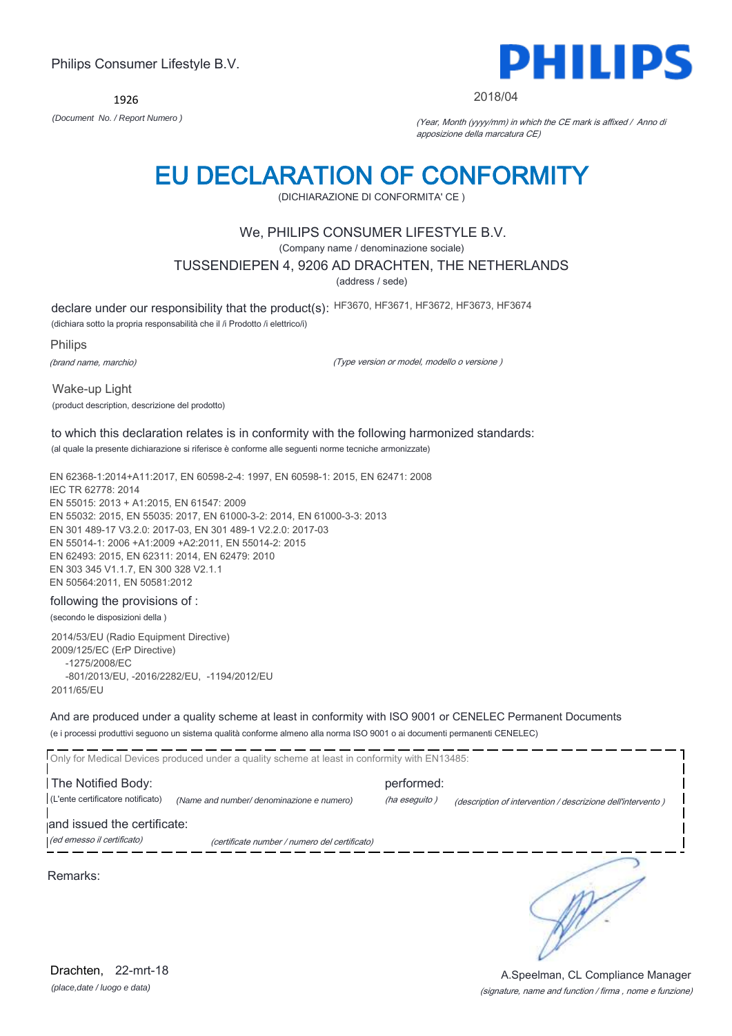Philips Consumer Lifestyle B.V.

PHILIPS

1926

*(Document No. / Report Numero )*

2018/04

*(Year, Month (yyyy/mm) in which the CE mark is affixed / Anno di apposizione della marcatura CE)*

# EU DECLARATION OF CONFORMITY

(DICHIARAZIONE DI CONFORMITA' CE )

We, PHILIPS CONSUMER LIFESTYLE B.V.

(Company name / denominazione sociale)

TUSSENDIEPEN 4, 9206 AD DRACHTEN, THE NETHERLANDS

(address / sede)

declare under our responsibility that the product(s): HF3670, HF3671, HF3672, HF3673, HF3674

(dichiara sotto la propria responsabilità che il /i Prodotto /i elettrico/i)

Philips

*(brand name, marchio)*

*(Type version or model, modello o versione )*

Wake-up Light

(product description, descrizione del prodotto)

to which this declaration relates is in conformity with the following harmonized standards:

(al quale la presente dichiarazione si riferisce è conforme alle seguenti norme tecniche armonizzate)

EN 62368-1:2014+A11:2017, EN 60598-2-4: 1997, EN 60598-1: 2015, EN 62471: 2008
IEC TR 62778: 2014
EN 55015: 2013 + A1:2015, EN 61547: 2009
EN 55032: 2015, EN 55035: 2017, EN 61000-3-2: 2014, EN 61000-3-3: 2013
EN 301 489-17 V3.2.0: 2017-03, EN 301 489-1 V2.2.0: 2017-03
EN 55014-1: 2006 +A1:2009 +A2:2011, EN 55014-2: 2015
EN 62493: 2015, EN 62311: 2014, EN 62479: 2010
EN 303 345 V1.1.7, EN 300 328 V2.1.1
EN 50564:2011, EN 50581:2012

following the provisions of :

(secondo le disposizioni della )

2014/53/EU (Radio Equipment Directive)
2009/125/EC (ErP Directive)
-1275/2008/EC
-801/2013/EU, -2016/2282/EU, -1194/2012/EU
2011/65/EU

And are produced under a quality scheme at least in conformity with ISO 9001 or CENELEC Permanent Documents

(e i processi produttivi seguono un sistema qualità conforme almeno alla norma ISO 9001 o ai documenti permanenti CENELEC)

Only for Medical Devices produced under a quality scheme at least in conformity with EN13485:

The Notified Body: performed:

(L'ente certificatore notificato) *(Name and number/ denominazione e numero)* *(ha eseguito )* *(description of intervention / descrizione dell'intervento )*

and issued the certificate:

*(ed emesso il certificato)* *(certificate number / numero del certificato)*

Remarks:

Drachten, 22-mrt-18

*(place,date / luogo e data)*

A.Speelman, CL Compliance Manager

*(signature, name and function / firma , nome e funzione)*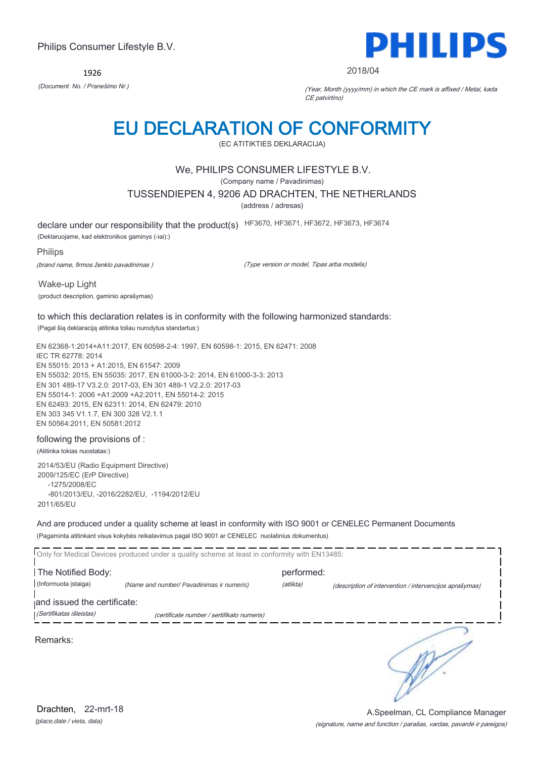Philips Consumer Lifestyle B.V.

**PHILIPS**

1926

*(Document No. / Pranešimo Nr.)*

2018/04

*(Year, Month (yyyy/mm) in which the CE mark is affixed / Metai, kada CE patvirtino)*

# EU DECLARATION OF CONFORMITY

(EC ATITIKTIES DEKLARACIJA)

We, PHILIPS CONSUMER LIFESTYLE B.V.

(Company name / Pavadinimas)

TUSSENDIEPEN 4, 9206 AD DRACHTEN, THE NETHERLANDS

(address / adresas)

declare under our responsibility that the product(s) HF3670, HF3671, HF3672, HF3673, HF3674

(Deklaruojame, kad elektronikos gaminys (-iai):)

Philips

*(brand name, firmos ženklo pavadinimas )*

*(Type version or model, Tipas arba modelis)*

Wake-up Light

(product description, gaminio aprašymas)

to which this declaration relates is in conformity with the following harmonized standards:

(Pagal šią deklaraciją atitinka toliau nurodytus standartus:)

EN 62368-1:2014+A11:2017, EN 60598-2-4: 1997, EN 60598-1: 2015, EN 62471: 2008
IEC TR 62778: 2014
EN 55015: 2013 + A1:2015, EN 61547: 2009
EN 55032: 2015, EN 55035: 2017, EN 61000-3-2: 2014, EN 61000-3-3: 2013
EN 301 489-17 V3.2.0: 2017-03, EN 301 489-1 V2.2.0: 2017-03
EN 55014-1: 2006 +A1:2009 +A2:2011, EN 55014-2: 2015
EN 62493: 2015, EN 62311: 2014, EN 62479: 2010
EN 303 345 V1.1.7, EN 300 328 V2.1.1
EN 50564:2011, EN 50581:2012

following the provisions of :

(Atitinka tokias nuostatas:)

2014/53/EU (Radio Equipment Directive)
2009/125/EC (ErP Directive)
-1275/2008/EC
-801/2013/EU, -2016/2282/EU, -1194/2012/EU
2011/65/EU

And are produced under a quality scheme at least in conformity with ISO 9001 or CENELEC Permanent Documents

(Pagaminta atitinkant visus kokybės reikalavimus pagal ISO 9001 ar CENELEC nuolatinius dokumentus)

Only for Medical Devices produced under a quality scheme at least in conformity with EN13485:

The Notified Body: performed:

(Informuota įstaiga) *(Name and number/ Pavadinimas ir numeris)* *(atlikta)* *(description of intervention / intervencijos aprašymas)*

and issued the certificate:

*(Sertifikatas išleistas)* *(certificate number / sertifikato numeris)*

Remarks:

Drachten, 22-mrt-18

*(place,date / vieta, data)*

A.Speelman, CL Compliance Manager

*(signature, name and function / parašas, vardas, pavardė ir pareigos)*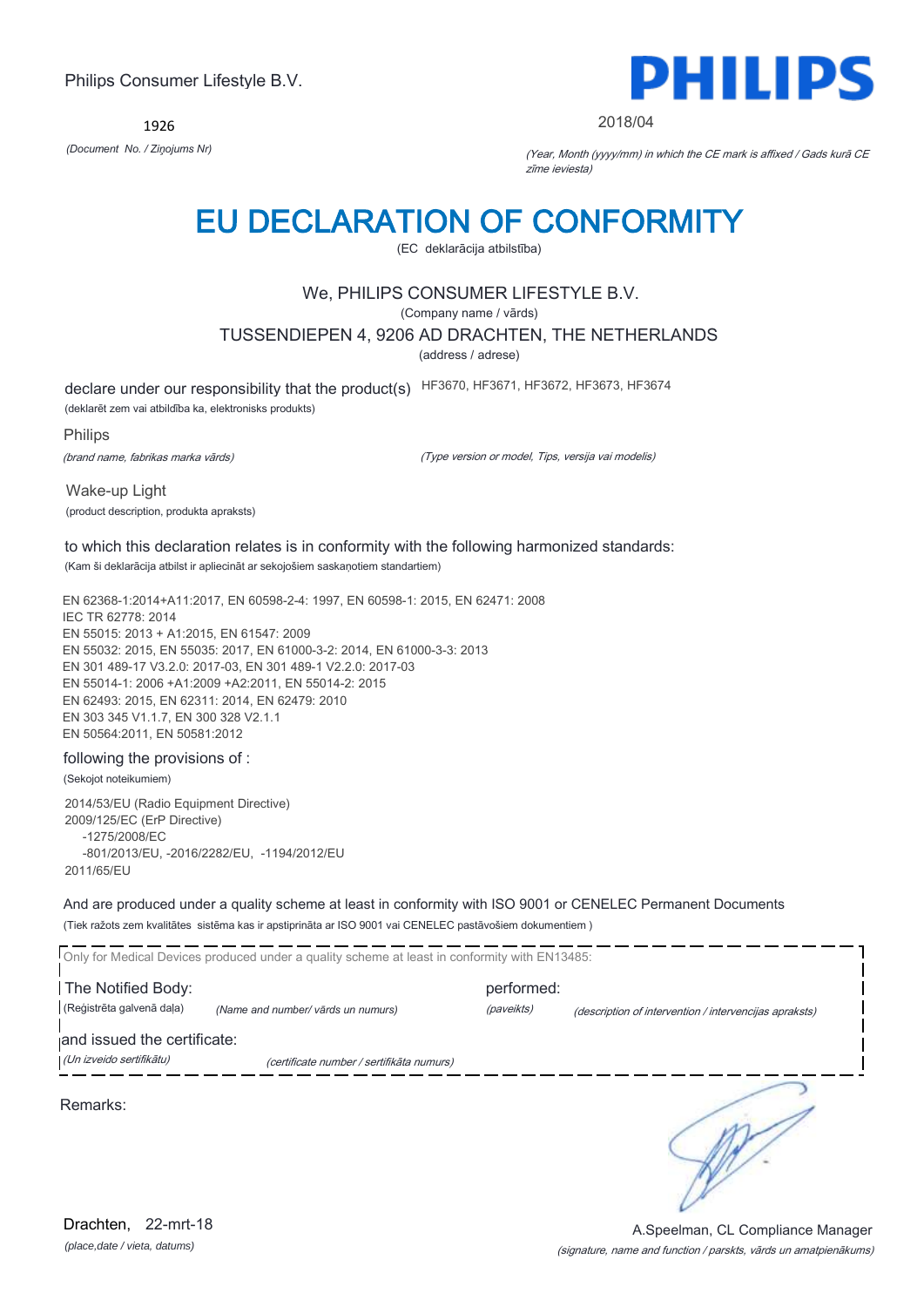Philips Consumer Lifestyle B.V.

1926

*(Document No. / Ziņojums Nr)*

2018/04

*(Year, Month (yyyy/mm) in which the CE mark is affixed / Gads kurā CE zīme ieviesta)*

# EU DECLARATION OF CONFORMITY

(EC deklarācija atbilstība)

We, PHILIPS CONSUMER LIFESTYLE B.V.

(Company name / vārds)

TUSSENDIEPEN 4, 9206 AD DRACHTEN, THE NETHERLANDS

(address / adrese)

declare under our responsibility that the product(s) HF3670, HF3671, HF3672, HF3673, HF3674

(deklarēt zem vai atbildība ka, elektronisks produkts)

Philips

*(brand name, fabrikas marka vārds)*

*(Type version or model, Tips, versija vai modelis)*

Wake-up Light

(product description, produkta apraksts)

to which this declaration relates is in conformity with the following harmonized standards:

(Kam ši deklarācija atbilst ir apliecināt ar sekojošiem saskaņotiem standartiem)

EN 62368-1:2014+A11:2017, EN 60598-2-4: 1997, EN 60598-1: 2015, EN 62471: 2008
IEC TR 62778: 2014
EN 55015: 2013 + A1:2015, EN 61547: 2009
EN 55032: 2015, EN 55035: 2017, EN 61000-3-2: 2014, EN 61000-3-3: 2013
EN 301 489-17 V3.2.0: 2017-03, EN 301 489-1 V2.2.0: 2017-03
EN 55014-1: 2006 +A1:2009 +A2:2011, EN 55014-2: 2015
EN 62493: 2015, EN 62311: 2014, EN 62479: 2010
EN 303 345 V1.1.7, EN 300 328 V2.1.1
EN 50564:2011, EN 50581:2012

following the provisions of :

(Sekojot noteikumiem)

2014/53/EU (Radio Equipment Directive)
2009/125/EC (ErP Directive)
-1275/2008/EC
-801/2013/EU, -2016/2282/EU, -1194/2012/EU
2011/65/EU

And are produced under a quality scheme at least in conformity with ISO 9001 or CENELEC Permanent Documents

(Tiek ražots zem kvalitātes sistēma kas ir apstiprināta ar ISO 9001 vai CENELEC pastāvošiem dokumentiem )

Only for Medical Devices produced under a quality scheme at least in conformity with EN13485:

The Notified Body: performed:

(Reģistrēta galvenā daļa) *(Name and number/ vārds un numurs)* *(paveikts)* *(description of intervention / intervencijas apraksts)*

and issued the certificate:

*(Un izveido sertifikātu)* *(certificate number / sertifikāta numurs)*

Remarks:

Drachten, 22-mrt-18

*(place,date / vieta, datums)*

A.Speelman, CL Compliance Manager

*(signature, name and function / parksts, vārds un amatpienākums)*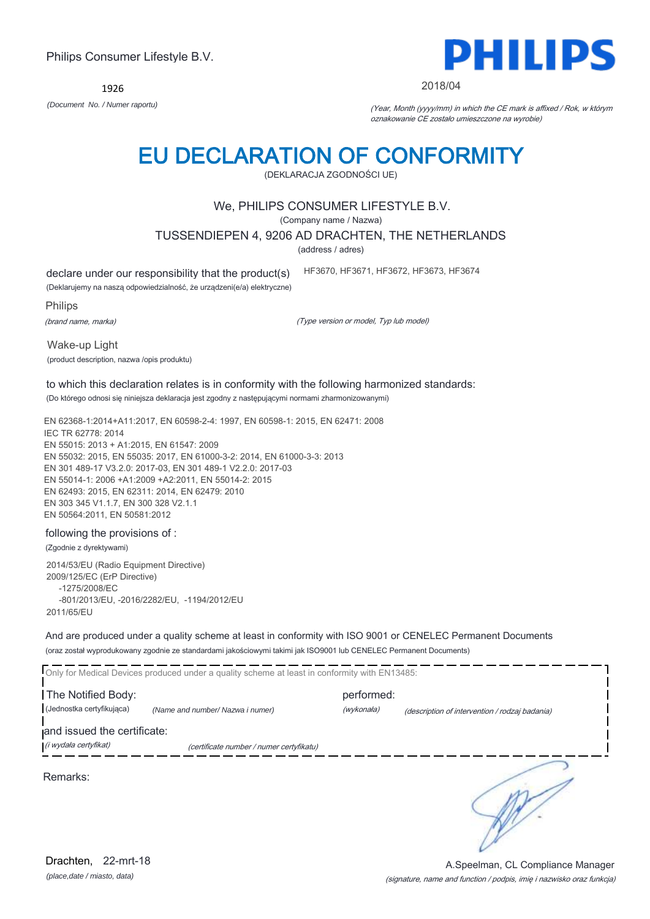Philips Consumer Lifestyle B.V.

1926

*(Document No. / Numer raportu)*

**PHILIPS**

2018/04

*(Year, Month (yyyy/mm) in which the CE mark is affixed / Rok, w którym oznakowanie CE zostało umieszczone na wyrobie)*

# EU DECLARATION OF CONFORMITY

(DEKLARACJA ZGODNOŚCI UE)

We, PHILIPS CONSUMER LIFESTYLE B.V.

(Company name / Nazwa)

TUSSENDIEPEN 4, 9206 AD DRACHTEN, THE NETHERLANDS

(address / adres)

declare under our responsibility that the product(s) HF3670, HF3671, HF3672, HF3673, HF3674

(Deklarujemy na naszą odpowiedzialność, że urządzeni(e/a) elektryczne)

Philips

*(brand name, marka)* *(Type version or model, Typ lub model)*

Wake-up Light

(product description, nazwa /opis produktu)

to which this declaration relates is in conformity with the following harmonized standards:

(Do którego odnosi się niniejsza deklaracja jest zgodny z następującymi normami zharmonizowanymi)

EN 62368-1:2014+A11:2017, EN 60598-2-4: 1997, EN 60598-1: 2015, EN 62471: 2008
IEC TR 62778: 2014
EN 55015: 2013 + A1:2015, EN 61547: 2009
EN 55032: 2015, EN 55035: 2017, EN 61000-3-2: 2014, EN 61000-3-3: 2013
EN 301 489-17 V3.2.0: 2017-03, EN 301 489-1 V2.2.0: 2017-03
EN 55014-1: 2006 +A1:2009 +A2:2011, EN 55014-2: 2015
EN 62493: 2015, EN 62311: 2014, EN 62479: 2010
EN 303 345 V1.1.7, EN 300 328 V2.1.1
EN 50564:2011, EN 50581:2012

following the provisions of :

(Zgodnie z dyrektywami)

2014/53/EU (Radio Equipment Directive)
2009/125/EC (ErP Directive)
-1275/2008/EC
-801/2013/EU, -2016/2282/EU, -1194/2012/EU
2011/65/EU

And are produced under a quality scheme at least in conformity with ISO 9001 or CENELEC Permanent Documents

(oraz został wyprodukowany zgodnie ze standardami jakościowymi takimi jak ISO9001 lub CENELEC Permanent Documents)

Only for Medical Devices produced under a quality scheme at least in conformity with EN13485:

The Notified Body: performed:

(Jednostka certyfikująca) *(Name and number/ Nazwa i numer)* *(wykonała)* *(description of intervention / rodzaj badania)*

and issued the certificate:

*(i wydała certyfikat)* *(certificate number / numer certyfikatu)*

Remarks:

Drachten, 22-mrt-18

*(place,date / miasto, data)*

A.Speelman, CL Compliance Manager

*(signature, name and function / podpis, imię i nazwisko oraz funkcja)*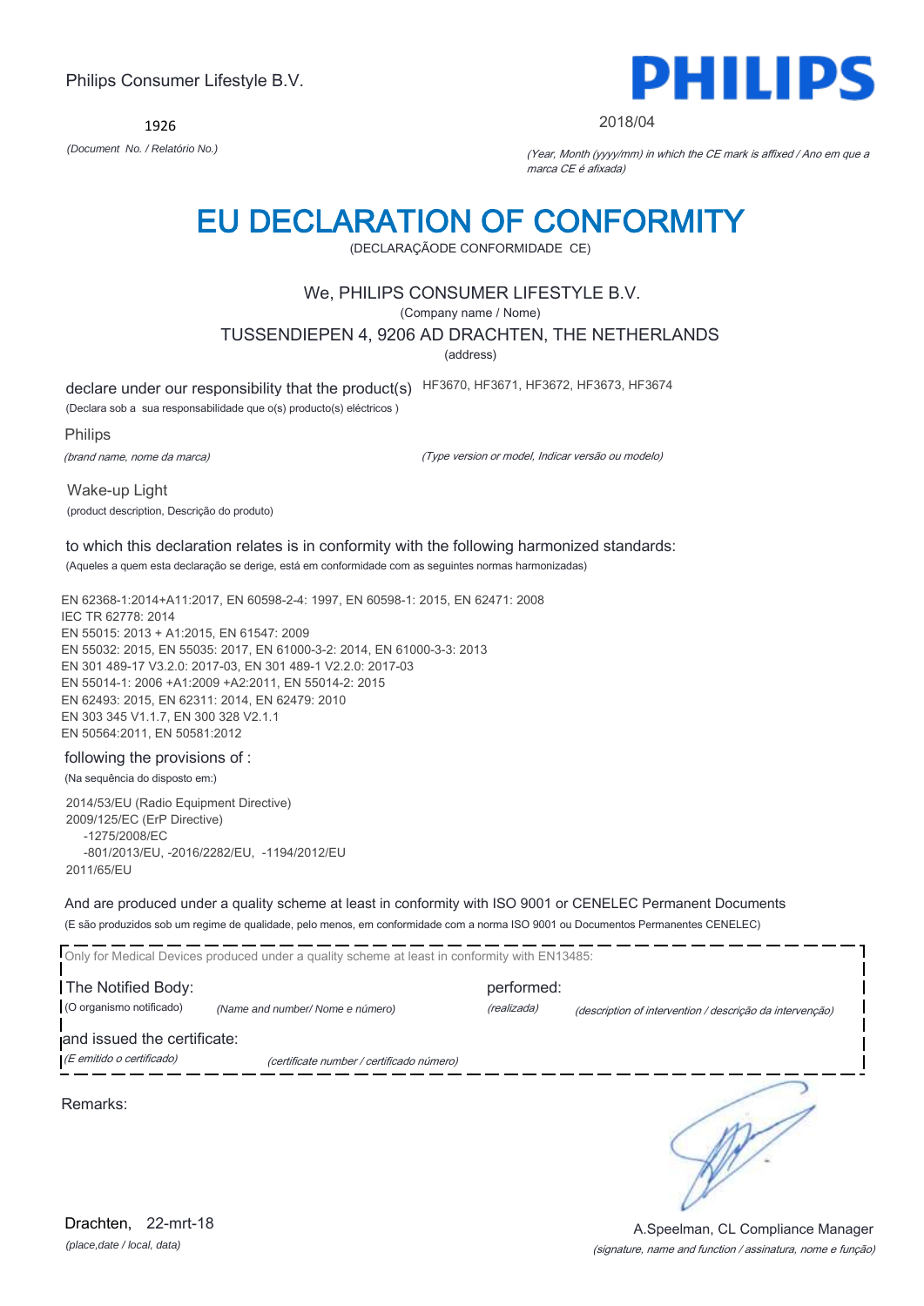Philips Consumer Lifestyle B.V.

**PHILIPS**

1926

*(Document No. / Relatório No.)*

2018/04

*(Year, Month (yyyy/mm) in which the CE mark is affixed / Ano em que a marca CE é afixada)*

# EU DECLARATION OF CONFORMITY

(DECLARAÇÃODE CONFORMIDADE CE)

We, PHILIPS CONSUMER LIFESTYLE B.V.

(Company name / Nome)

TUSSENDIEPEN 4, 9206 AD DRACHTEN, THE NETHERLANDS

(address)

declare under our responsibility that the product(s) HF3670, HF3671, HF3672, HF3673, HF3674

(Declara sob a sua responsabilidade que o(s) producto(s) eléctricos )

Philips

*(brand name, nome da marca)*

*(Type version or model, Indicar versão ou modelo)*

Wake-up Light

(product description, Descrição do produto)

to which this declaration relates is in conformity with the following harmonized standards:

(Aqueles a quem esta declaração se derige, está em conformidade com as seguintes normas harmonizadas)

EN 62368-1:2014+A11:2017, EN 60598-2-4: 1997, EN 60598-1: 2015, EN 62471: 2008
IEC TR 62778: 2014
EN 55015: 2013 + A1:2015, EN 61547: 2009
EN 55032: 2015, EN 55035: 2017, EN 61000-3-2: 2014, EN 61000-3-3: 2013
EN 301 489-17 V3.2.0: 2017-03, EN 301 489-1 V2.2.0: 2017-03
EN 55014-1: 2006 +A1:2009 +A2:2011, EN 55014-2: 2015
EN 62493: 2015, EN 62311: 2014, EN 62479: 2010
EN 303 345 V1.1.7, EN 300 328 V2.1.1
EN 50564:2011, EN 50581:2012

following the provisions of :

(Na sequência do disposto em:)

2014/53/EU (Radio Equipment Directive)
2009/125/EC (ErP Directive)
-1275/2008/EC
-801/2013/EU, -2016/2282/EU, -1194/2012/EU
2011/65/EU

And are produced under a quality scheme at least in conformity with ISO 9001 or CENELEC Permanent Documents

(E são produzidos sob um regime de qualidade, pelo menos, em conformidade com a norma ISO 9001 ou Documentos Permanentes CENELEC)

Only for Medical Devices produced under a quality scheme at least in conformity with EN13485:

The Notified Body: (O organismo notificado) *(Name and number/ Nome e número)*

performed: *(realizada)* *(description of intervention / descrição da intervenção)*

and issued the certificate: *(E emitido o certificado)* *(certificate number / certificado número)*

Remarks:

Drachten, 22-mrt-18

*(place,date / local, data)*

A.Speelman, CL Compliance Manager

*(signature, name and function / assinatura, nome e função)*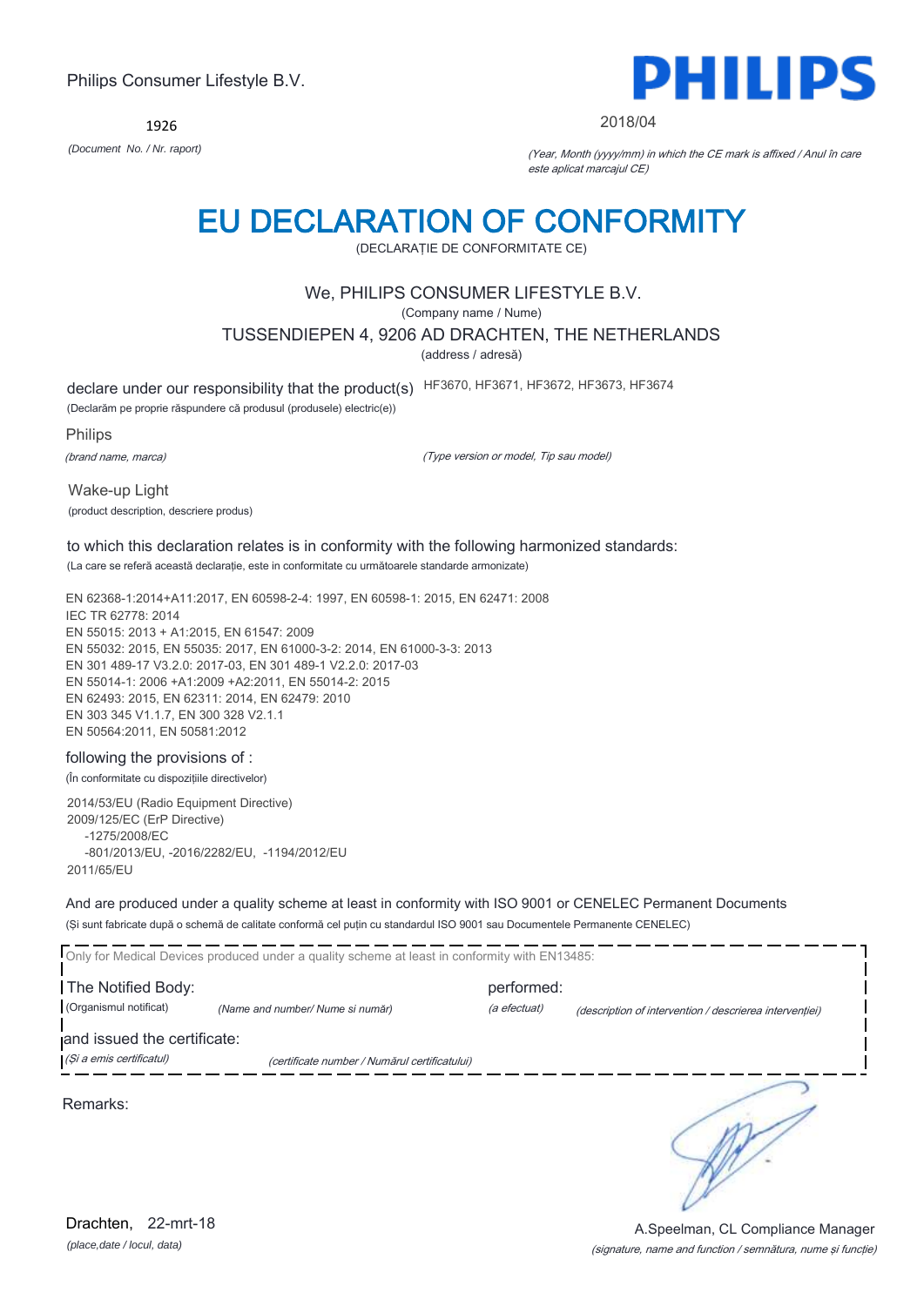Philips Consumer Lifestyle B.V.

1926

*(Document No. / Nr. raport)*

PHILIPS

2018/04

*(Year, Month (yyyy/mm) in which the CE mark is affixed / Anul în care este aplicat marcajul CE)*

# EU DECLARATION OF CONFORMITY

(DECLARAȚIE DE CONFORMITATE CE)

We, PHILIPS CONSUMER LIFESTYLE B.V.

(Company name / Nume)

TUSSENDIEPEN 4, 9206 AD DRACHTEN, THE NETHERLANDS

(address / adresă)

declare under our responsibility that the product(s) HF3670, HF3671, HF3672, HF3673, HF3674

(Declarăm pe proprie răspundere că produsul (produsele) electric(e))

Philips

*(brand name, marca)*

*(Type version or model, Tip sau model)*

Wake-up Light

(product description, descriere produs)

to which this declaration relates is in conformity with the following harmonized standards:

(La care se referă această declarație, este in conformitate cu următoarele standarde armonizate)

EN 62368-1:2014+A11:2017, EN 60598-2-4: 1997, EN 60598-1: 2015, EN 62471: 2008
IEC TR 62778: 2014
EN 55015: 2013 + A1:2015, EN 61547: 2009
EN 55032: 2015, EN 55035: 2017, EN 61000-3-2: 2014, EN 61000-3-3: 2013
EN 301 489-17 V3.2.0: 2017-03, EN 301 489-1 V2.2.0: 2017-03
EN 55014-1: 2006 +A1:2009 +A2:2011, EN 55014-2: 2015
EN 62493: 2015, EN 62311: 2014, EN 62479: 2010
EN 303 345 V1.1.7, EN 300 328 V2.1.1
EN 50564:2011, EN 50581:2012

following the provisions of :

(În conformitate cu dispozițiile directivelor)

2014/53/EU (Radio Equipment Directive)
2009/125/EC (ErP Directive)
-1275/2008/EC
-801/2013/EU, -2016/2282/EU, -1194/2012/EU
2011/65/EU

And are produced under a quality scheme at least in conformity with ISO 9001 or CENELEC Permanent Documents

(Și sunt fabricate după o schemă de calitate conformă cel puțin cu standardul ISO 9001 sau Documentele Permanente CENELEC)

Only for Medical Devices produced under a quality scheme at least in conformity with EN13485:

The Notified Body: (Organismul notificat) *(Name and number/ Nume si număr)*

performed: *(a efectuat)* *(description of intervention / descrierea intervenției)*

and issued the certificate: *(Și a emis certificatul)* *(certificate number / Numărul certificatului)*

Remarks:

Drachten, 22-mrt-18

*(place,date / locul, data)*

A.Speelman, CL Compliance Manager

*(signature, name and function / semnătura, nume și funcție)*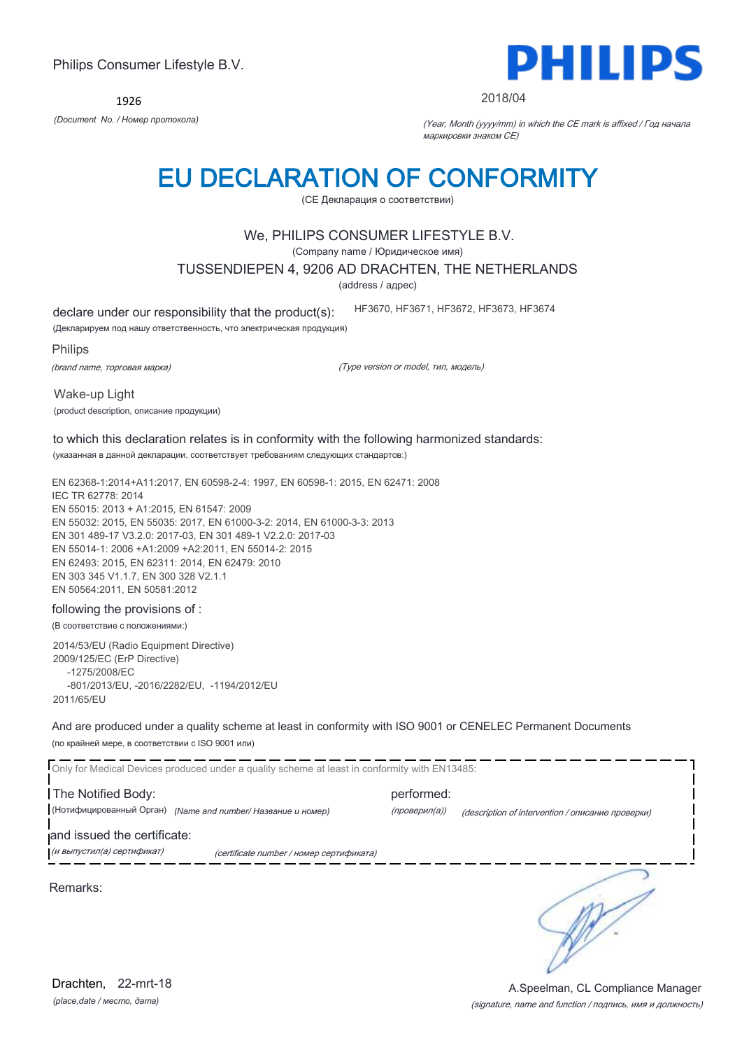Philips Consumer Lifestyle B.V.

**PHILIPS**

1926

*(Document No. / Номер протокола)*

2018/04

*(Year, Month (yyyy/mm) in which the CE mark is affixed / Год начала маркировки знаком CE)*

# EU DECLARATION OF CONFORMITY

(CE Декларация о соответствии)

We, PHILIPS CONSUMER LIFESTYLE B.V.

(Company name / Юридическое имя)

TUSSENDIEPEN 4, 9206 AD DRACHTEN, THE NETHERLANDS

(address / адрес)

declare under our responsibility that the product(s): HF3670, HF3671, HF3672, HF3673, HF3674

(Декларируем под нашу ответственность, что электрическая продукция)

Philips

*(brand name, торговая марка)* *(Type version or model, тип, модель)*

Wake-up Light

(product description, описание продукции)

to which this declaration relates is in conformity with the following harmonized standards:

(указанная в данной декларации, соответствует требованиям следующих стандартов:)

EN 62368-1:2014+A11:2017, EN 60598-2-4: 1997, EN 60598-1: 2015, EN 62471: 2008
IEC TR 62778: 2014
EN 55015: 2013 + A1:2015, EN 61547: 2009
EN 55032: 2015, EN 55035: 2017, EN 61000-3-2: 2014, EN 61000-3-3: 2013
EN 301 489-17 V3.2.0: 2017-03, EN 301 489-1 V2.2.0: 2017-03
EN 55014-1: 2006 +A1:2009 +A2:2011, EN 55014-2: 2015
EN 62493: 2015, EN 62311: 2014, EN 62479: 2010
EN 303 345 V1.1.7, EN 300 328 V2.1.1
EN 50564:2011, EN 50581:2012

following the provisions of :

(В соответствие с положениями:)

2014/53/EU (Radio Equipment Directive)
2009/125/EC (ErP Directive)
  -1275/2008/EC
  -801/2013/EU, -2016/2282/EU, -1194/2012/EU
2011/65/EU

And are produced under a quality scheme at least in conformity with ISO 9001 or CENELEC Permanent Documents

(по крайней мере, в соответствии с ISO 9001 или)

Only for Medical Devices produced under a quality scheme at least in conformity with EN13485:

The Notified Body: performed:

(Нотифицированный Орган) *(Name and number/ Название и номер)* *(проверил(а))* *(description of intervention / описание проверки)*

and issued the certificate:

*(и выпустил(а) сертификат)* *(certificate number / номер сертификата)*

Remarks:

Drachten, 22-mrt-18

*(place,date / место, дата)*

A.Speelman, CL Compliance Manager

*(signature, name and function / подпись, имя и должность)*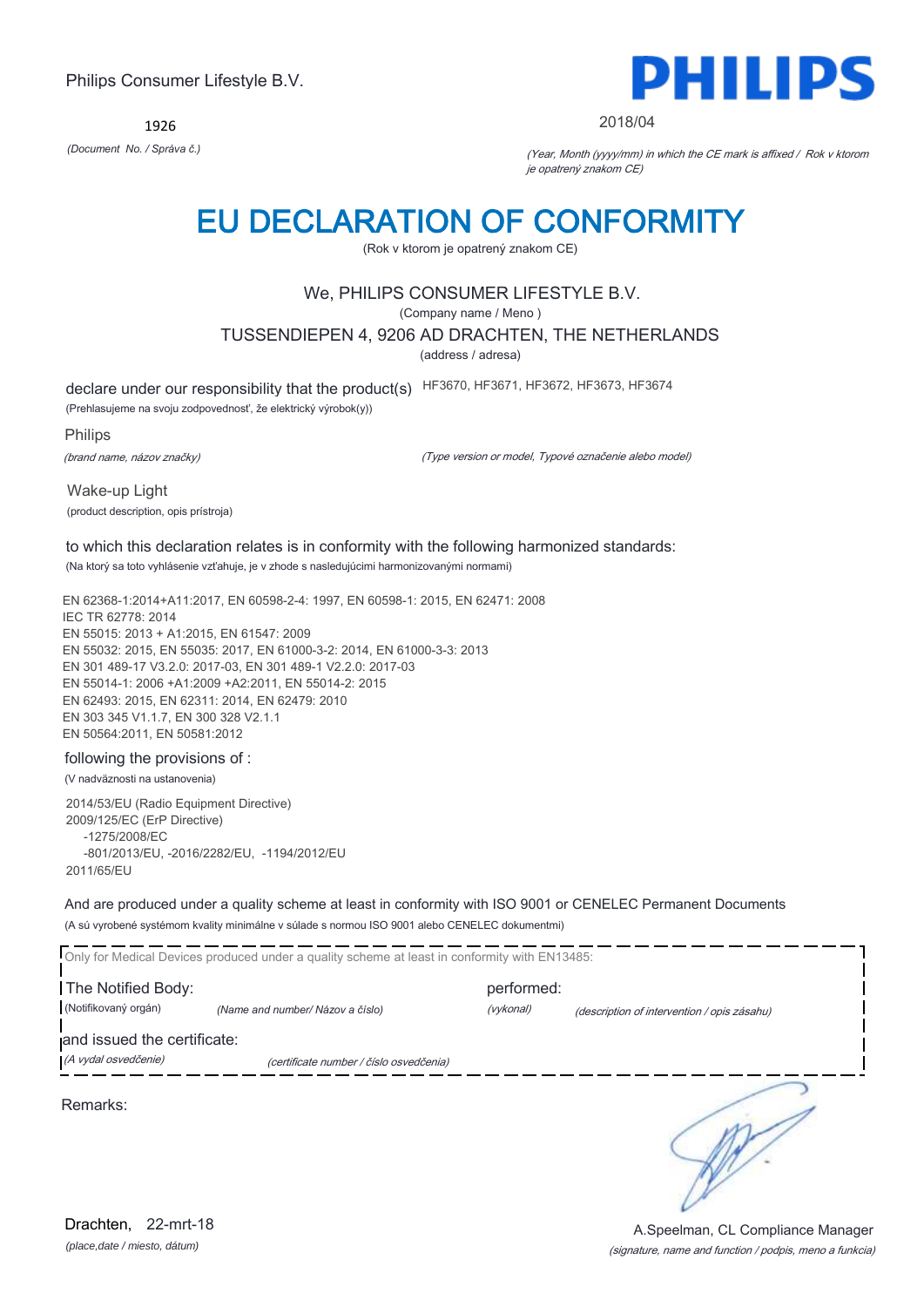Philips Consumer Lifestyle B.V.

1926

*(Document No. / Správa č.)*

**PHILIPS**

2018/04

*(Year, Month (yyyy/mm) in which the CE mark is affixed / Rok v ktorom je opatrený znakom CE)*

# EU DECLARATION OF CONFORMITY

(Rok v ktorom je opatrený znakom CE)

We, PHILIPS CONSUMER LIFESTYLE B.V.

(Company name / Meno )

TUSSENDIEPEN 4, 9206 AD DRACHTEN, THE NETHERLANDS

(address / adresa)

declare under our responsibility that the product(s) HF3670, HF3671, HF3672, HF3673, HF3674

(Prehlasujeme na svoju zodpovednosť, že elektrický výrobok(y))

Philips

*(brand name, názov značky)*

*(Type version or model, Typové označenie alebo model)*

Wake-up Light

(product description, opis prístroja)

to which this declaration relates is in conformity with the following harmonized standards:

(Na ktorý sa toto vyhlásenie vzťahuje, je v zhode s nasledujúcimi harmonizovanými normami)

EN 62368-1:2014+A11:2017, EN 60598-2-4: 1997, EN 60598-1: 2015, EN 62471: 2008
IEC TR 62778: 2014
EN 55015: 2013 + A1:2015, EN 61547: 2009
EN 55032: 2015, EN 55035: 2017, EN 61000-3-2: 2014, EN 61000-3-3: 2013
EN 301 489-17 V3.2.0: 2017-03, EN 301 489-1 V2.2.0: 2017-03
EN 55014-1: 2006 +A1:2009 +A2:2011, EN 55014-2: 2015
EN 62493: 2015, EN 62311: 2014, EN 62479: 2010
EN 303 345 V1.1.7, EN 300 328 V2.1.1
EN 50564:2011, EN 50581:2012

following the provisions of :

(V nadväznosti na ustanovenia)

2014/53/EU (Radio Equipment Directive)
2009/125/EC (ErP Directive)
-1275/2008/EC
-801/2013/EU, -2016/2282/EU, -1194/2012/EU
2011/65/EU

And are produced under a quality scheme at least in conformity with ISO 9001 or CENELEC Permanent Documents

(A sú vyrobené systémom kvality minimálne v súlade s normou ISO 9001 alebo CENELEC dokumentmi)

Only for Medical Devices produced under a quality scheme at least in conformity with EN13485:

The Notified Body: (Notifikovaný orgán) *(Name and number/ Názov a číslo)* performed: *(vykonal)* *(description of intervention / opis zásahu)*

and issued the certificate: *(A vydal osvedčenie)* *(certificate number / číslo osvedčenia)*

Remarks:

Drachten, 22-mrt-18

*(place,date / miesto, dátum)*

A.Speelman, CL Compliance Manager

*(signature, name and function / podpis, meno a funkcia)*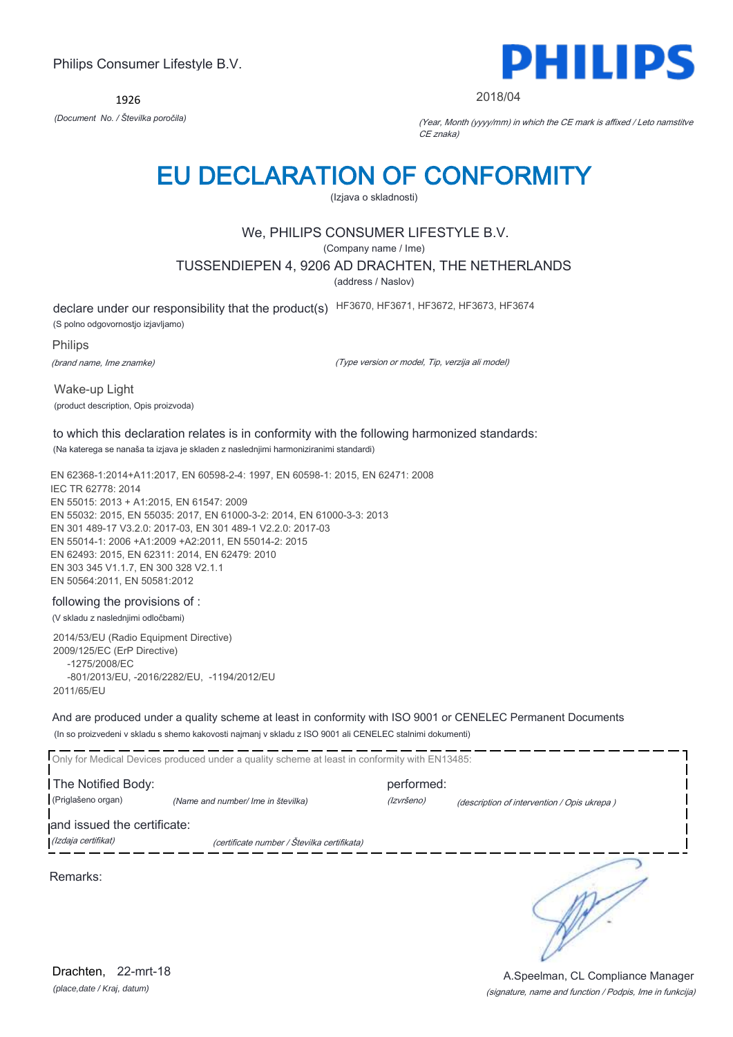Philips Consumer Lifestyle B.V.

**PHILIPS**

1926

*(Document No. / Številka poročila)*

2018/04

*(Year, Month (yyyy/mm) in which the CE mark is affixed / Leto namstitve CE znaka)*

# EU DECLARATION OF CONFORMITY

(Izjava o skladnosti)

We, PHILIPS CONSUMER LIFESTYLE B.V.

(Company name / Ime)

TUSSENDIEPEN 4, 9206 AD DRACHTEN, THE NETHERLANDS

(address / Naslov)

declare under our responsibility that the product(s) HF3670, HF3671, HF3672, HF3673, HF3674

(S polno odgovornostjo izjavljamo)

Philips

*(brand name, Ime znamke)*

*(Type version or model, Tip, verzija ali model)*

Wake-up Light

(product description, Opis proizvoda)

to which this declaration relates is in conformity with the following harmonized standards:

(Na katerega se nanaša ta izjava je skladen z naslednjimi harmoniziranimi standardi)

EN 62368-1:2014+A11:2017, EN 60598-2-4: 1997, EN 60598-1: 2015, EN 62471: 2008
IEC TR 62778: 2014
EN 55015: 2013 + A1:2015, EN 61547: 2009
EN 55032: 2015, EN 55035: 2017, EN 61000-3-2: 2014, EN 61000-3-3: 2013
EN 301 489-17 V3.2.0: 2017-03, EN 301 489-1 V2.2.0: 2017-03
EN 55014-1: 2006 +A1:2009 +A2:2011, EN 55014-2: 2015
EN 62493: 2015, EN 62311: 2014, EN 62479: 2010
EN 303 345 V1.1.7, EN 300 328 V2.1.1
EN 50564:2011, EN 50581:2012

following the provisions of :

(V skladu z naslednjimi odločbami)

2014/53/EU (Radio Equipment Directive)
2009/125/EC (ErP Directive)
-1275/2008/EC
-801/2013/EU, -2016/2282/EU, -1194/2012/EU
2011/65/EU

And are produced under a quality scheme at least in conformity with ISO 9001 or CENELEC Permanent Documents

(In so proizvedeni v skladu s shemo kakovosti najmanj v skladu z ISO 9001 ali CENELEC stalnimi dokumenti)

Only for Medical Devices produced under a quality scheme at least in conformity with EN13485:

The Notified Body: performed:

(Priglašeno organ) *(Name and number/ Ime in številka)* *(Izvršeno)* *(description of intervention / Opis ukrepa )*

and issued the certificate:

*(Izdaja certifikat)* *(certificate number / Številka certifikata)*

Remarks:

Drachten, 22-mrt-18

*(place,date / Kraj, datum)*

A.Speelman, CL Compliance Manager

*(signature, name and function / Podpis, Ime in funkcija)*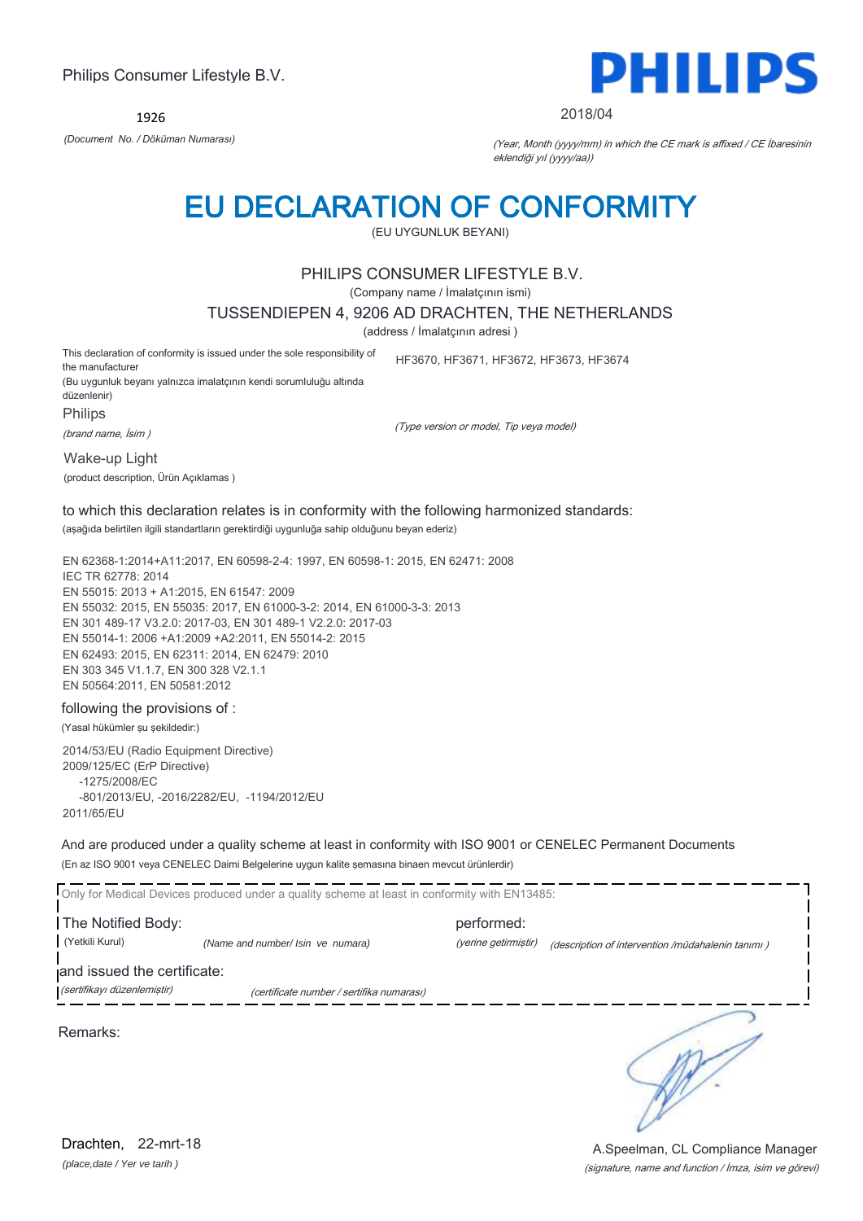Philips Consumer Lifestyle B.V.

**PHILIPS**

1926

*(Document No. / Döküman Numarası)*

2018/04

*(Year, Month (yyyy/mm) in which the CE mark is affixed / CE İbaresinin eklendiği yıl (yyyy/aa))*

# EU DECLARATION OF CONFORMITY

(EU UYGUNLUK BEYANI)

PHILIPS CONSUMER LIFESTYLE B.V.

(Company name / İmalatçının ismi)

TUSSENDIEPEN 4, 9206 AD DRACHTEN, THE NETHERLANDS

(address / İmalatçının adresi )

This declaration of conformity is issued under the sole responsibility of the manufacturer

(Bu uygunluk beyanı yalnızca imalatçının kendi sorumluluğu altında düzenlenir)

HF3670, HF3671, HF3672, HF3673, HF3674

Philips

*(brand name, İsim )*

*(Type version or model, Tip veya model)*

Wake-up Light

(product description, Ürün Açıklamas )

to which this declaration relates is in conformity with the following harmonized standards:

(aşağıda belirtilen ilgili standartların gerektirdiği uygunluğa sahip olduğunu beyan ederiz)

EN 62368-1:2014+A11:2017, EN 60598-2-4: 1997, EN 60598-1: 2015, EN 62471: 2008
IEC TR 62778: 2014
EN 55015: 2013 + A1:2015, EN 61547: 2009
EN 55032: 2015, EN 55035: 2017, EN 61000-3-2: 2014, EN 61000-3-3: 2013
EN 301 489-17 V3.2.0: 2017-03, EN 301 489-1 V2.2.0: 2017-03
EN 55014-1: 2006 +A1:2009 +A2:2011, EN 55014-2: 2015
EN 62493: 2015, EN 62311: 2014, EN 62479: 2010
EN 303 345 V1.1.7, EN 300 328 V2.1.1
EN 50564:2011, EN 50581:2012

following the provisions of :

(Yasal hükümler şu şekildedir:)

2014/53/EU (Radio Equipment Directive)
2009/125/EC (ErP Directive)
-1275/2008/EC
-801/2013/EU, -2016/2282/EU, -1194/2012/EU
2011/65/EU

And are produced under a quality scheme at least in conformity with ISO 9001 or CENELEC Permanent Documents

(En az ISO 9001 veya CENELEC Daimi Belgelerine uygun kalite şemasına binaen mevcut ürünlerdir)

Only for Medical Devices produced under a quality scheme at least in conformity with EN13485:

The Notified Body: performed:

(Yetkili Kurul) *(Name and number/ Isin ve numara)* *(yerine getirmiştir)* *(description of intervention /müdahalenin tanımı )*

and issued the certificate:

*(sertifikayı düzenlemiştir)* *(certificate number / sertifika numarası)*

Remarks:

Drachten, 22-mrt-18

*(place,date / Yer ve tarih )*

A.Speelman, CL Compliance Manager

*(signature, name and function / İmza, isim ve görevi)*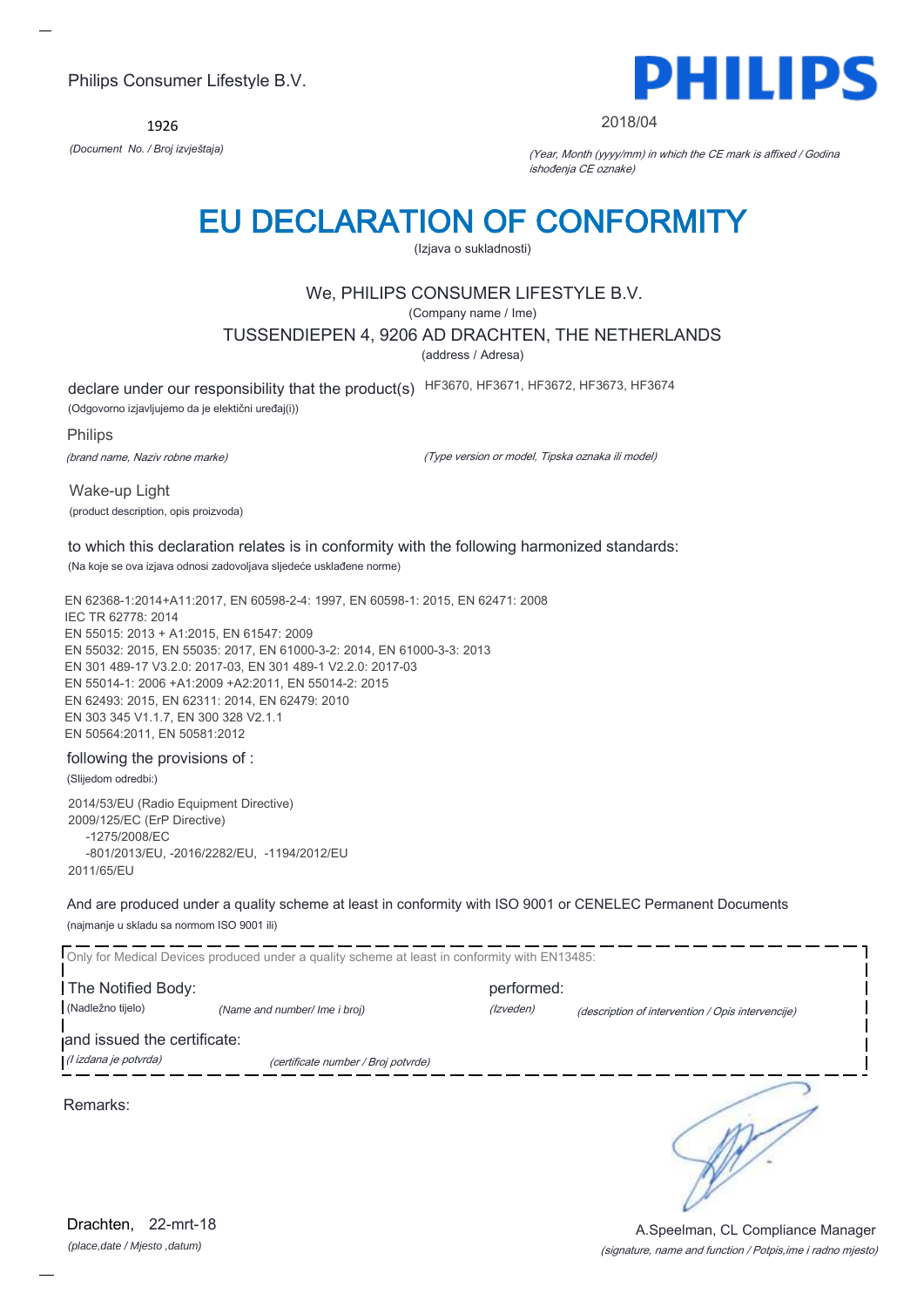Philips Consumer Lifestyle B.V.

**PHILIPS**

1926

*(Document No. / Broj izvještaja)*

2018/04

*(Year, Month (yyyy/mm) in which the CE mark is affixed / Godina ishođenja CE oznake)*

# EU DECLARATION OF CONFORMITY

(Izjava o sukladnosti)

We, PHILIPS CONSUMER LIFESTYLE B.V.

(Company name / Ime)

TUSSENDIEPEN 4, 9206 AD DRACHTEN, THE NETHERLANDS

(address / Adresa)

declare under our responsibility that the product(s) HF3670, HF3671, HF3672, HF3673, HF3674

(Odgovorno izjavljujemo da je električni uređaj(i))

Philips

*(brand name, Naziv robne marke)*

*(Type version or model, Tipska oznaka ili model)*

Wake-up Light

(product description, opis proizvoda)

to which this declaration relates is in conformity with the following harmonized standards:

(Na koje se ova izjava odnosi zadovoljava sljedeće usklađene norme)

EN 62368-1:2014+A11:2017, EN 60598-2-4: 1997, EN 60598-1: 2015, EN 62471: 2008
IEC TR 62778: 2014
EN 55015: 2013 + A1:2015, EN 61547: 2009
EN 55032: 2015, EN 55035: 2017, EN 61000-3-2: 2014, EN 61000-3-3: 2013
EN 301 489-17 V3.2.0: 2017-03, EN 301 489-1 V2.2.0: 2017-03
EN 55014-1: 2006 +A1:2009 +A2:2011, EN 55014-2: 2015
EN 62493: 2015, EN 62311: 2014, EN 62479: 2010
EN 303 345 V1.1.7, EN 300 328 V2.1.1
EN 50564:2011, EN 50581:2012

following the provisions of :

(Slijedom odredbi:)

2014/53/EU (Radio Equipment Directive)
2009/125/EC (ErP Directive)
 -1275/2008/EC
 -801/2013/EU, -2016/2282/EU, -1194/2012/EU
2011/65/EU

And are produced under a quality scheme at least in conformity with ISO 9001 or CENELEC Permanent Documents

(najmanje u skladu sa normom ISO 9001 ili)

Only for Medical Devices produced under a quality scheme at least in conformity with EN13485:

The Notified Body: *(Name and number/ Ime i broj)* performed: *(Izveden)* *(description of intervention / Opis intervencije)*

(Nadležno tijelo)

and issued the certificate: *(certificate number / Broj potvrde)*

*(I izdana je potvrda)*

Remarks:

Drachten, 22-mrt-18

*(place,date / Mjesto ,datum)*

A.Speelman, CL Compliance Manager

*(signature, name and function / Potpis,ime i radno mjesto)*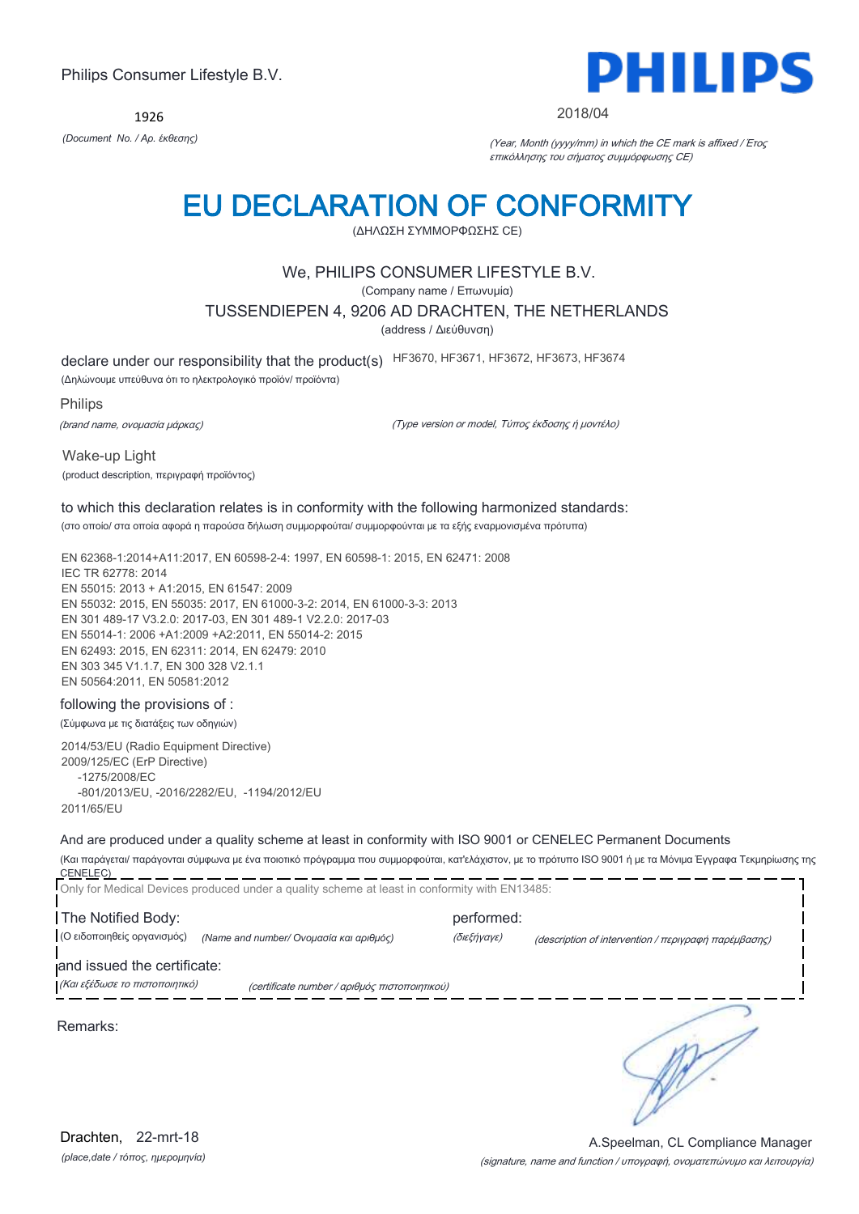Philips Consumer Lifestyle B.V.

1926

*(Document No. / Αρ. έκθεσης)*

**PHILIPS**

2018/04

*(Year, Month (yyyy/mm) in which the CE mark is affixed / Έτος επικόλλησης του σήματος συμμόρφωσης CE)*

# EU DECLARATION OF CONFORMITY

(ΔΗΛΩΣΗ ΣΥΜΜΟΡΦΩΣΗΣ CE)

We, PHILIPS CONSUMER LIFESTYLE B.V.

(Company name / Επωνυμία)

TUSSENDIEPEN 4, 9206 AD DRACHTEN, THE NETHERLANDS

(address / Διεύθυνση)

declare under our responsibility that the product(s) HF3670, HF3671, HF3672, HF3673, HF3674

(Δηλώνουμε υπεύθυνα ότι το ηλεκτρολογικό προϊόν/ προϊόντα)

Philips

*(brand name, ονομασία μάρκας)*

*(Type version or model, Τύπος έκδοσης ή μοντέλο)*

Wake-up Light

(product description, περιγραφή προϊόντος)

to which this declaration relates is in conformity with the following harmonized standards:

(στο οποίο/ στα οποία αφορά η παρούσα δήλωση συμμορφούται/ συμμορφούνται με τα εξής εναρμονισμένα πρότυπα)

EN 62368-1:2014+A11:2017, EN 60598-2-4: 1997, EN 60598-1: 2015, EN 62471: 2008
IEC TR 62778: 2014
EN 55015: 2013 + A1:2015, EN 61547: 2009
EN 55032: 2015, EN 55035: 2017, EN 61000-3-2: 2014, EN 61000-3-3: 2013
EN 301 489-17 V3.2.0: 2017-03, EN 301 489-1 V2.2.0: 2017-03
EN 55014-1: 2006 +A1:2009 +A2:2011, EN 55014-2: 2015
EN 62493: 2015, EN 62311: 2014, EN 62479: 2010
EN 303 345 V1.1.7, EN 300 328 V2.1.1
EN 50564:2011, EN 50581:2012

following the provisions of :

(Σύμφωνα με τις διατάξεις των οδηγιών)

2014/53/EU (Radio Equipment Directive)
2009/125/EC (ErP Directive)
-1275/2008/EC
-801/2013/EU, -2016/2282/EU, -1194/2012/EU
2011/65/EU

And are produced under a quality scheme at least in conformity with ISO 9001 or CENELEC Permanent Documents

(Και παράγεται/ παράγονται σύμφωνα με ένα ποιοτικό πρόγραμμα που συμμορφούται, κατ'ελάχιστον, με το πρότυπο ISO 9001 ή με τα Μόνιμα Έγγραφα Τεκμηρίωσης της CENELEC)

Only for Medical Devices produced under a quality scheme at least in conformity with EN13485:

The Notified Body: performed:

(Ο ειδοποιηθείς οργανισμός) *(Name and number/ Ονομασία και αριθμός)* *(διεξήγαγε)* *(description of intervention / περιγραφή παρέμβασης)*

and issued the certificate:

*(Και εξέδωσε το πιστοποιητικό)* *(certificate number / αριθμός πιστοποιητικού)*

Remarks:

Drachten, 22-mrt-18

*(place,date / τόπος, ημερομηνία)*

A.Speelman, CL Compliance Manager

*(signature, name and function / υπογραφή, ονοματεπώνυμο και λειτουργία)*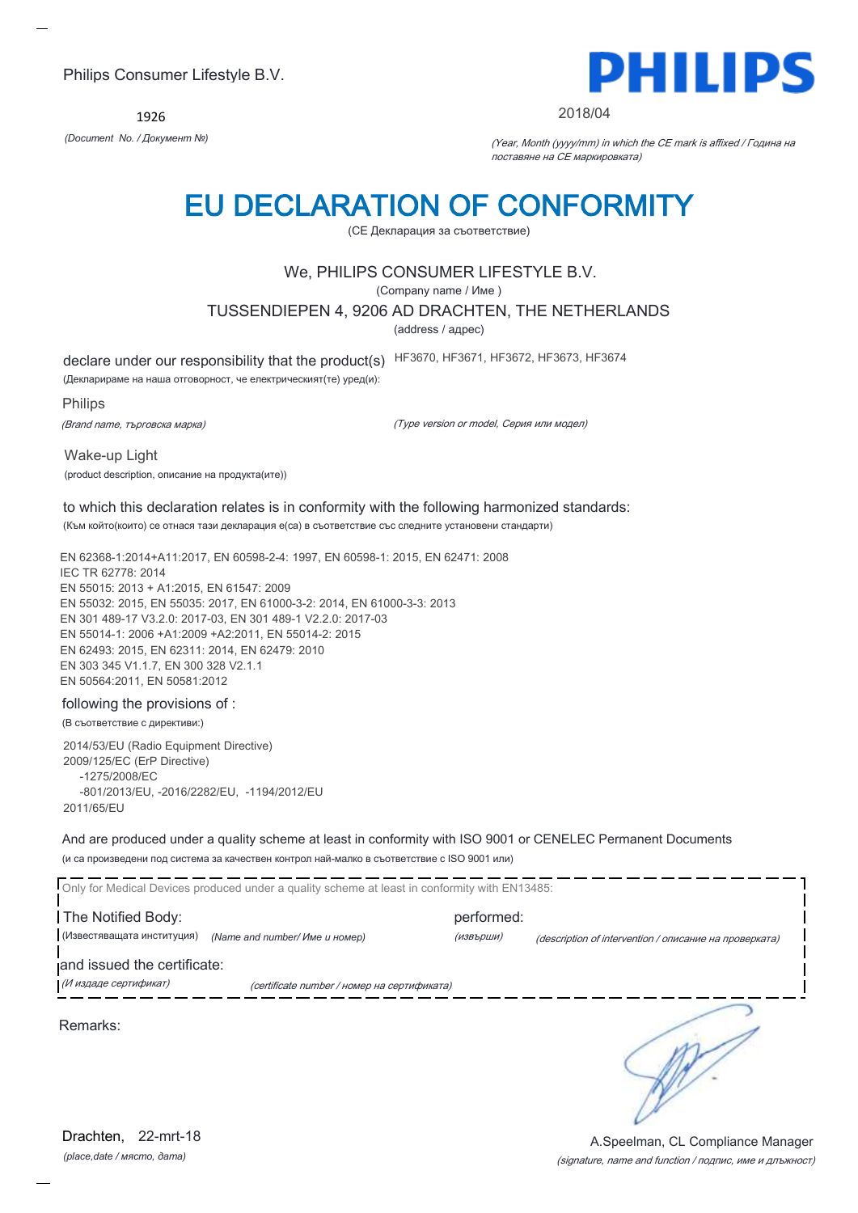Philips Consumer Lifestyle B.V.

1926

*(Document No. / Документ №)*

PHILIPS

2018/04

*(Year, Month (yyyy/mm) in which the CE mark is affixed / Година на поставяне на CE маркировката)*

# EU DECLARATION OF CONFORMITY

(CE Декларация за съответствие)

We, PHILIPS CONSUMER LIFESTYLE B.V.

(Company name / Име )

TUSSENDIEPEN 4, 9206 AD DRACHTEN, THE NETHERLANDS

(address / адрес)

declare under our responsibility that the product(s) HF3670, HF3671, HF3672, HF3673, HF3674

(Декларираме на наша отговорност, че електрическият(те) уред(и):

Philips

*(Brand name, търговска марка)* *(Type version or model, Серия или модел)*

Wake-up Light

(product description, описание на продукта(ите))

to which this declaration relates is in conformity with the following harmonized standards:

(Към който(които) се отнася тази декларация е(са) в съответствие със следните установени стандарти)

EN 62368-1:2014+A11:2017, EN 60598-2-4: 1997, EN 60598-1: 2015, EN 62471: 2008
IEC TR 62778: 2014
EN 55015: 2013 + A1:2015, EN 61547: 2009
EN 55032: 2015, EN 55035: 2017, EN 61000-3-2: 2014, EN 61000-3-3: 2013
EN 301 489-17 V3.2.0: 2017-03, EN 301 489-1 V2.2.0: 2017-03
EN 55014-1: 2006 +A1:2009 +A2:2011, EN 55014-2: 2015
EN 62493: 2015, EN 62311: 2014, EN 62479: 2010
EN 303 345 V1.1.7, EN 300 328 V2.1.1
EN 50564:2011, EN 50581:2012

following the provisions of :

(В съответствие с директиви:)

2014/53/EU (Radio Equipment Directive)
2009/125/EC (ErP Directive)
-1275/2008/EC
-801/2013/EU, -2016/2282/EU, -1194/2012/EU
2011/65/EU

And are produced under a quality scheme at least in conformity with ISO 9001 or CENELEC Permanent Documents

(и са произведени под система за качествен контрол най-малко в съответствие с ISO 9001 или)

Only for Medical Devices produced under a quality scheme at least in conformity with EN13485:

The Notified Body: performed:

(Известяващата институция) *(Name and number/ Име и номер)* *(извърши)* *(description of intervention / описание на проверката)*

and issued the certificate:

*(И издаде сертификат)* *(certificate number / номер на сертификата)*

Remarks:

Drachten, 22-mrt-18

*(place,date / място, дата)*

A.Speelman, CL Compliance Manager

*(signature, name and function / подпис, име и длъжност)*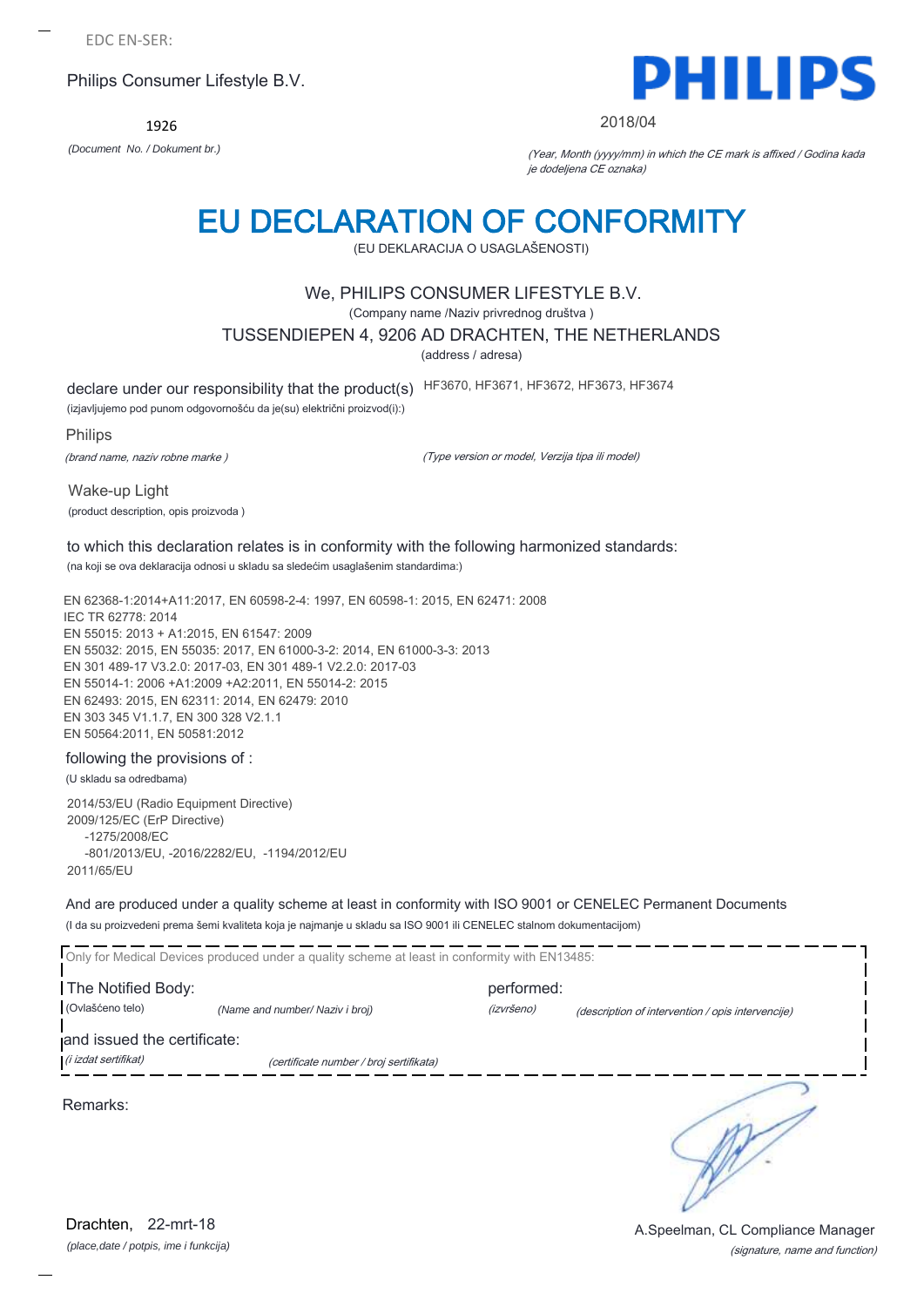EDC EN-SER:

Philips Consumer Lifestyle B.V.

PHILIPS

1926

*(Document No. / Dokument br.)*

2018/04

*(Year, Month (yyyy/mm) in which the CE mark is affixed / Godina kada je dodeljena CE oznaka)*

# EU DECLARATION OF CONFORMITY

(EU DEKLARACIJA O USAGLAŠENOSTI)

We, PHILIPS CONSUMER LIFESTYLE B.V.

(Company name /Naziv privrednog društva )

TUSSENDIEPEN 4, 9206 AD DRACHTEN, THE NETHERLANDS

(address / adresa)

declare under our responsibility that the product(s) HF3670, HF3671, HF3672, HF3673, HF3674

(izjavljujemo pod punom odgovornošću da je(su) električni proizvod(i):)

Philips

*(brand name, naziv robne marke )*

*(Type version or model, Verzija tipa ili model)*

Wake-up Light

(product description, opis proizvoda )

to which this declaration relates is in conformity with the following harmonized standards:

(na koji se ova deklaracija odnosi u skladu sa sledećim usaglašenim standardima:)

EN 62368-1:2014+A11:2017, EN 60598-2-4: 1997, EN 60598-1: 2015, EN 62471: 2008
IEC TR 62778: 2014
EN 55015: 2013 + A1:2015, EN 61547: 2009
EN 55032: 2015, EN 55035: 2017, EN 61000-3-2: 2014, EN 61000-3-3: 2013
EN 301 489-17 V3.2.0: 2017-03, EN 301 489-1 V2.2.0: 2017-03
EN 55014-1: 2006 +A1:2009 +A2:2011, EN 55014-2: 2015
EN 62493: 2015, EN 62311: 2014, EN 62479: 2010
EN 303 345 V1.1.7, EN 300 328 V2.1.1
EN 50564:2011, EN 50581:2012

following the provisions of :

(U skladu sa odredbama)

2014/53/EU (Radio Equipment Directive)
2009/125/EC (ErP Directive)
-1275/2008/EC
-801/2013/EU, -2016/2282/EU, -1194/2012/EU
2011/65/EU

And are produced under a quality scheme at least in conformity with ISO 9001 or CENELEC Permanent Documents

(I da su proizvedeni prema šemi kvaliteta koja je najmanje u skladu sa ISO 9001 ili CENELEC stalnom dokumentacijom)

Only for Medical Devices produced under a quality scheme at least in conformity with EN13485:

The Notified Body: performed:

(Ovlašćeno telo) *(Name and number/ Naziv i broj)* *(izvršeno)* *(description of intervention / opis intervencije)*

and issued the certificate:

*(i izdat sertifikat)* *(certificate number / broj sertifikata)*

Remarks:

Drachten, 22-mrt-18

*(place,date / potpis, ime i funkcija)*

A.Speelman, CL Compliance Manager

*(signature, name and function)*